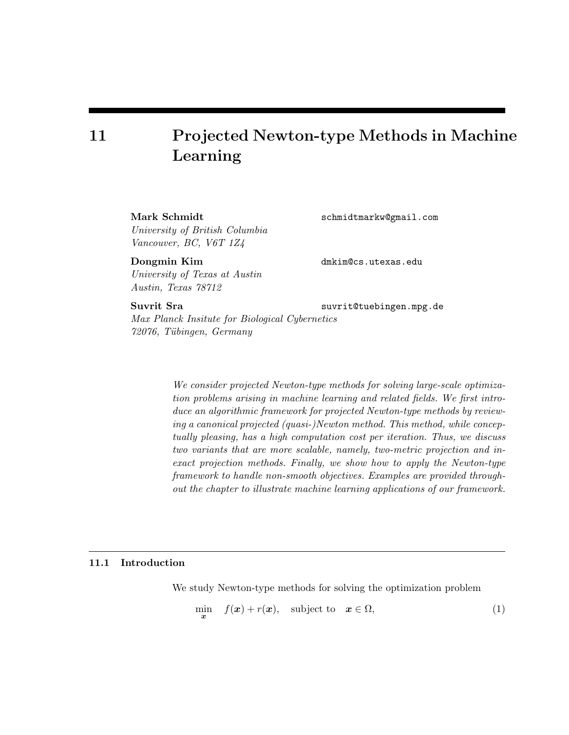# 11 Projected Newton-type Methods in Machine Learning

**Mark Schmidt** schmidtmarkw@gmail.com
*University of British Columbia*
*Vancouver, BC, V6T 1Z4*

**Dongmin Kim** dmkim@cs.utexas.edu
*University of Texas at Austin*
*Austin, Texas 78712*

**Suvrit Sra** suvrit@tuebingen.mpg.de
*Max Planck Insitute for Biological Cybernetics*
*72076, Tübingen, Germany*

*We consider projected Newton-type methods for solving large-scale optimization problems arising in machine learning and related fields. We first introduce an algorithmic framework for projected Newton-type methods by reviewing a canonical projected (quasi-)Newton method. This method, while conceptually pleasing, has a high computation cost per iteration. Thus, we discuss two variants that are more scalable, namely, two-metric projection and inexact projection methods. Finally, we show how to apply the Newton-type framework to handle non-smooth objectives. Examples are provided throughout the chapter to illustrate machine learning applications of our framework.*

## 11.1 Introduction

We study Newton-type methods for solving the optimization problem

$$\min_{\boldsymbol{x}} \quad f(\boldsymbol{x}) + r(\boldsymbol{x}), \quad \text{subject to} \quad \boldsymbol{x} \in \Omega, \tag{1}$$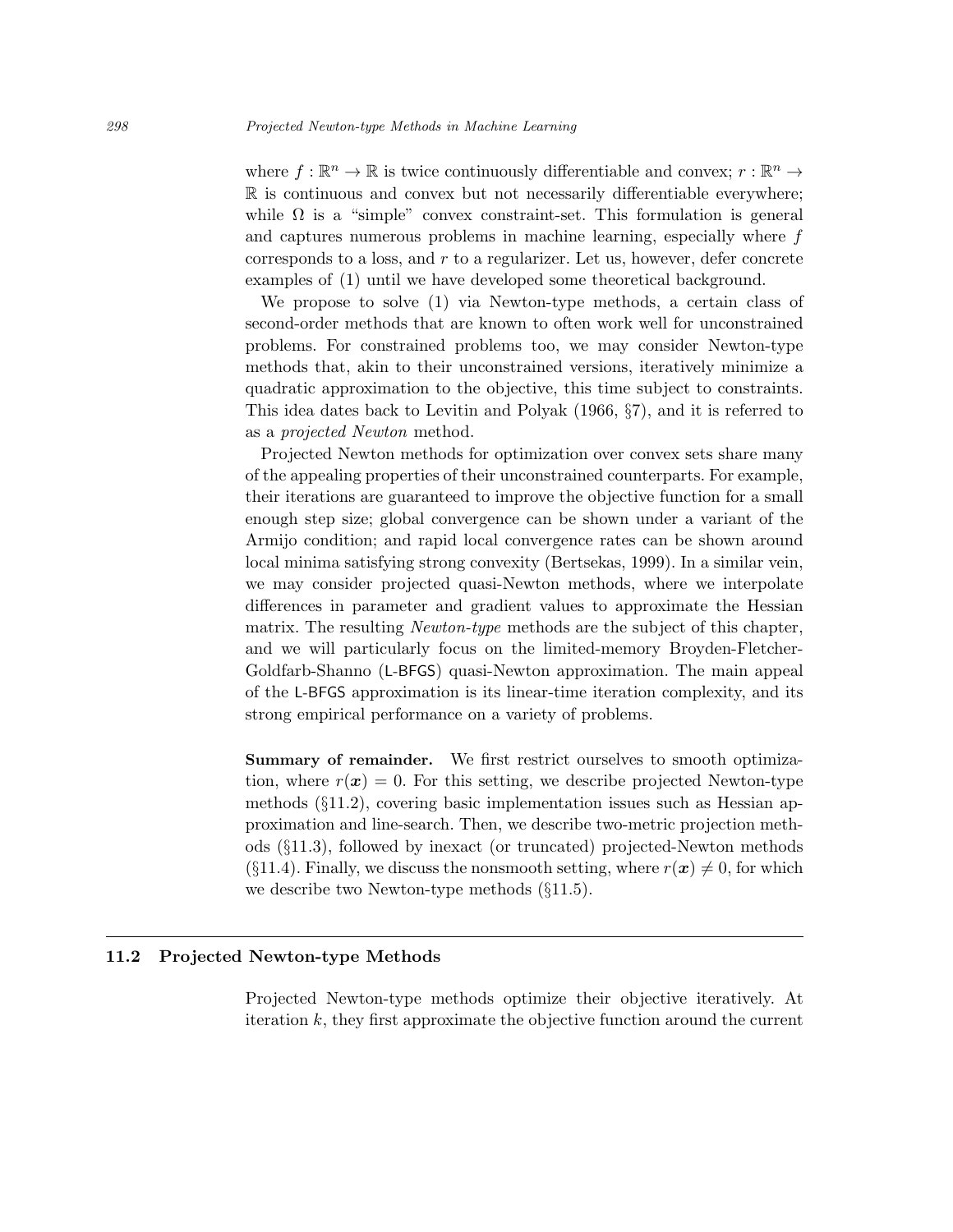where $f : \mathbb{R}^n \to \mathbb{R}$ is twice continuously differentiable and convex; $r : \mathbb{R}^n \to \mathbb{R}$ is continuous and convex but not necessarily differentiable everywhere; while $\Omega$ is a "simple" convex constraint-set. This formulation is general and captures numerous problems in machine learning, especially where $f$ corresponds to a loss, and $r$ to a regularizer. Let us, however, defer concrete examples of (1) until we have developed some theoretical background.

We propose to solve (1) via Newton-type methods, a certain class of second-order methods that are known to often work well for unconstrained problems. For constrained problems too, we may consider Newton-type methods that, akin to their unconstrained versions, iteratively minimize a quadratic approximation to the objective, this time subject to constraints. This idea dates back to Levitin and Polyak (1966, §7), and it is referred to as a *projected Newton* method.

Projected Newton methods for optimization over convex sets share many of the appealing properties of their unconstrained counterparts. For example, their iterations are guaranteed to improve the objective function for a small enough step size; global convergence can be shown under a variant of the Armijo condition; and rapid local convergence rates can be shown around local minima satisfying strong convexity (Bertsekas, 1999). In a similar vein, we may consider projected quasi-Newton methods, where we interpolate differences in parameter and gradient values to approximate the Hessian matrix. The resulting *Newton-type* methods are the subject of this chapter, and we will particularly focus on the limited-memory Broyden-Fletcher-Goldfarb-Shanno (L-BFGS) quasi-Newton approximation. The main appeal of the L-BFGS approximation is its linear-time iteration complexity, and its strong empirical performance on a variety of problems.

**Summary of remainder.** We first restrict ourselves to smooth optimization, where $r(\boldsymbol{x}) = 0$. For this setting, we describe projected Newton-type methods (§11.2), covering basic implementation issues such as Hessian approximation and line-search. Then, we describe two-metric projection methods (§11.3), followed by inexact (or truncated) projected-Newton methods (§11.4). Finally, we discuss the nonsmooth setting, where $r(\boldsymbol{x}) \neq 0$, for which we describe two Newton-type methods (§11.5).

## 11.2 Projected Newton-type Methods

Projected Newton-type methods optimize their objective iteratively. At iteration $k$, they first approximate the objective function around the current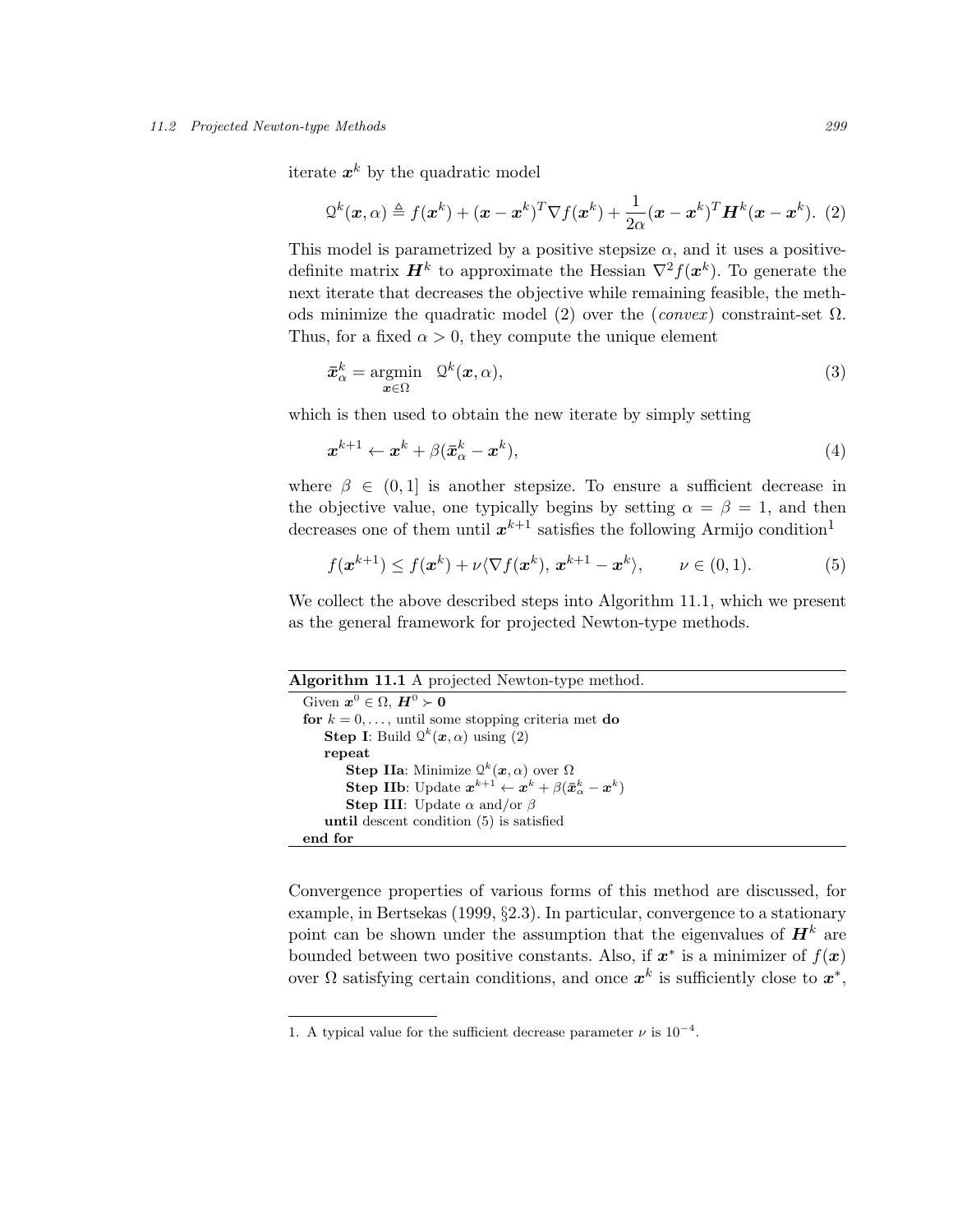iterate $\boldsymbol{x}^k$ by the quadratic model

$$\mathcal{Q}^k(\boldsymbol{x}, \alpha) \triangleq f(\boldsymbol{x}^k) + (\boldsymbol{x} - \boldsymbol{x}^k)^T \nabla f(\boldsymbol{x}^k) + \frac{1}{2\alpha}(\boldsymbol{x} - \boldsymbol{x}^k)^T \boldsymbol{H}^k (\boldsymbol{x} - \boldsymbol{x}^k). \quad (2)$$

This model is parametrized by a positive stepsize $\alpha$, and it uses a positive-definite matrix $\boldsymbol{H}^k$ to approximate the Hessian $\nabla^2 f(\boldsymbol{x}^k)$. To generate the next iterate that decreases the objective while remaining feasible, the methods minimize the quadratic model (2) over the (*convex*) constraint-set $\Omega$. Thus, for a fixed $\alpha > 0$, they compute the unique element

$$\bar{\boldsymbol{x}}_\alpha^k = \underset{\boldsymbol{x} \in \Omega}{\operatorname{argmin}} \quad \mathcal{Q}^k(\boldsymbol{x}, \alpha), \quad (3)$$

which is then used to obtain the new iterate by simply setting

$$\boldsymbol{x}^{k+1} \leftarrow \boldsymbol{x}^k + \beta(\bar{\boldsymbol{x}}_\alpha^k - \boldsymbol{x}^k), \quad (4)$$

where $\beta \in (0, 1]$ is another stepsize. To ensure a sufficient decrease in the objective value, one typically begins by setting $\alpha = \beta = 1$, and then decreases one of them until $\boldsymbol{x}^{k+1}$ satisfies the following Armijo condition[1]

$$f(\boldsymbol{x}^{k+1}) \leq f(\boldsymbol{x}^k) + \nu \langle \nabla f(\boldsymbol{x}^k),\, \boldsymbol{x}^{k+1} - \boldsymbol{x}^k \rangle, \qquad \nu \in (0, 1). \quad (5)$$

We collect the above described steps into Algorithm 11.1, which we present as the general framework for projected Newton-type methods.

**Algorithm 11.1** A projected Newton-type method.

```
Given x^0 ∈ Ω, H^0 ≻ 0
for k = 0, ..., until some stopping criteria met do
    Step I: Build Q^k(x, α) using (2)
    repeat
        Step IIa: Minimize Q^k(x, α) over Ω
        Step IIb: Update x^{k+1} ← x^k + β(x̄^k_α − x^k)
        Step III: Update α and/or β
    until descent condition (5) is satisfied
end for
```

Convergence properties of various forms of this method are discussed, for example, in Bertsekas (1999, §2.3). In particular, convergence to a stationary point can be shown under the assumption that the eigenvalues of $\boldsymbol{H}^k$ are bounded between two positive constants. Also, if $\boldsymbol{x}^*$ is a minimizer of $f(\boldsymbol{x})$ over $\Omega$ satisfying certain conditions, and once $\boldsymbol{x}^k$ is sufficiently close to $\boldsymbol{x}^*$,

---

1. A typical value for the sufficient decrease parameter $\nu$ is $10^{-4}$.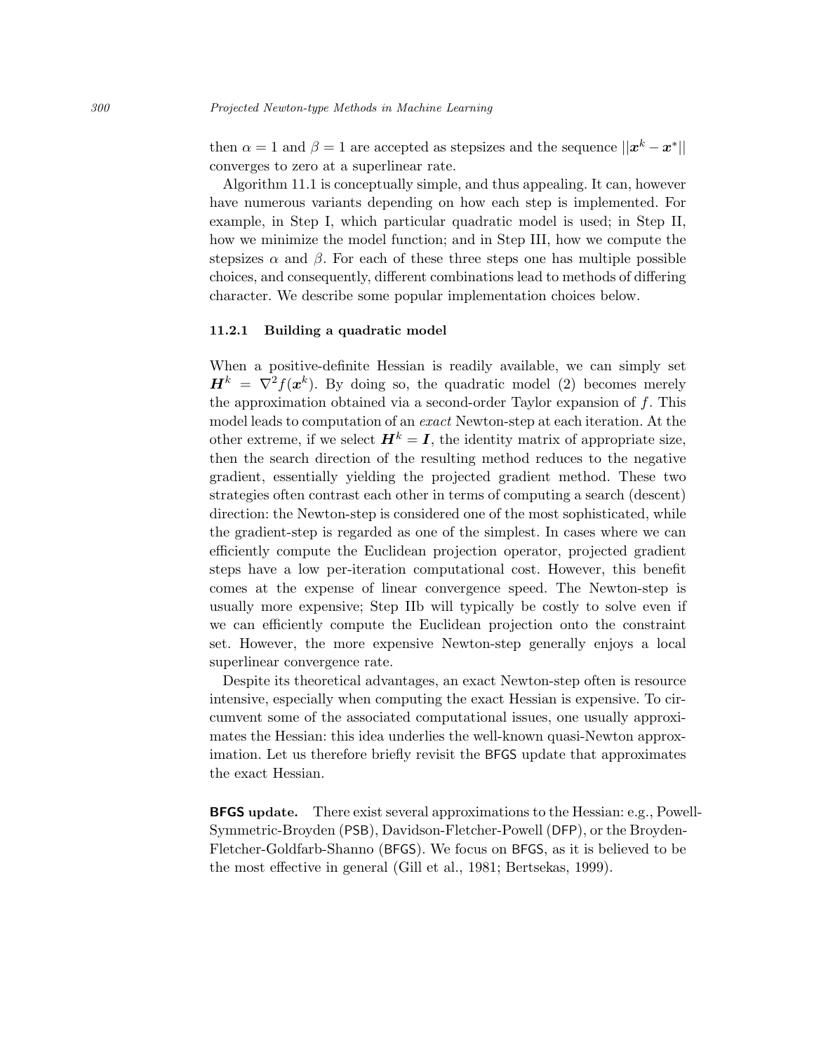then $\alpha = 1$ and $\beta = 1$ are accepted as stepsizes and the sequence $||\boldsymbol{x}^k - \boldsymbol{x}^*||$ converges to zero at a superlinear rate.

Algorithm 11.1 is conceptually simple, and thus appealing. It can, however have numerous variants depending on how each step is implemented. For example, in Step I, which particular quadratic model is used; in Step II, how we minimize the model function; and in Step III, how we compute the stepsizes $\alpha$ and $\beta$. For each of these three steps one has multiple possible choices, and consequently, different combinations lead to methods of differing character. We describe some popular implementation choices below.

### 11.2.1 Building a quadratic model

When a positive-definite Hessian is readily available, we can simply set $\boldsymbol{H}^k = \nabla^2 f(\boldsymbol{x}^k)$. By doing so, the quadratic model (2) becomes merely the approximation obtained via a second-order Taylor expansion of $f$. This model leads to computation of an *exact* Newton-step at each iteration. At the other extreme, if we select $\boldsymbol{H}^k = \boldsymbol{I}$, the identity matrix of appropriate size, then the search direction of the resulting method reduces to the negative gradient, essentially yielding the projected gradient method. These two strategies often contrast each other in terms of computing a search (descent) direction: the Newton-step is considered one of the most sophisticated, while the gradient-step is regarded as one of the simplest. In cases where we can efficiently compute the Euclidean projection operator, projected gradient steps have a low per-iteration computational cost. However, this benefit comes at the expense of linear convergence speed. The Newton-step is usually more expensive; Step IIb will typically be costly to solve even if we can efficiently compute the Euclidean projection onto the constraint set. However, the more expensive Newton-step generally enjoys a local superlinear convergence rate.

Despite its theoretical advantages, an exact Newton-step often is resource intensive, especially when computing the exact Hessian is expensive. To circumvent some of the associated computational issues, one usually approximates the Hessian: this idea underlies the well-known quasi-Newton approximation. Let us therefore briefly revisit the BFGS update that approximates the exact Hessian.

**BFGS update.** There exist several approximations to the Hessian: e.g., Powell-Symmetric-Broyden (PSB), Davidson-Fletcher-Powell (DFP), or the Broyden-Fletcher-Goldfarb-Shanno (BFGS). We focus on BFGS, as it is believed to be the most effective in general (Gill et al., 1981; Bertsekas, 1999).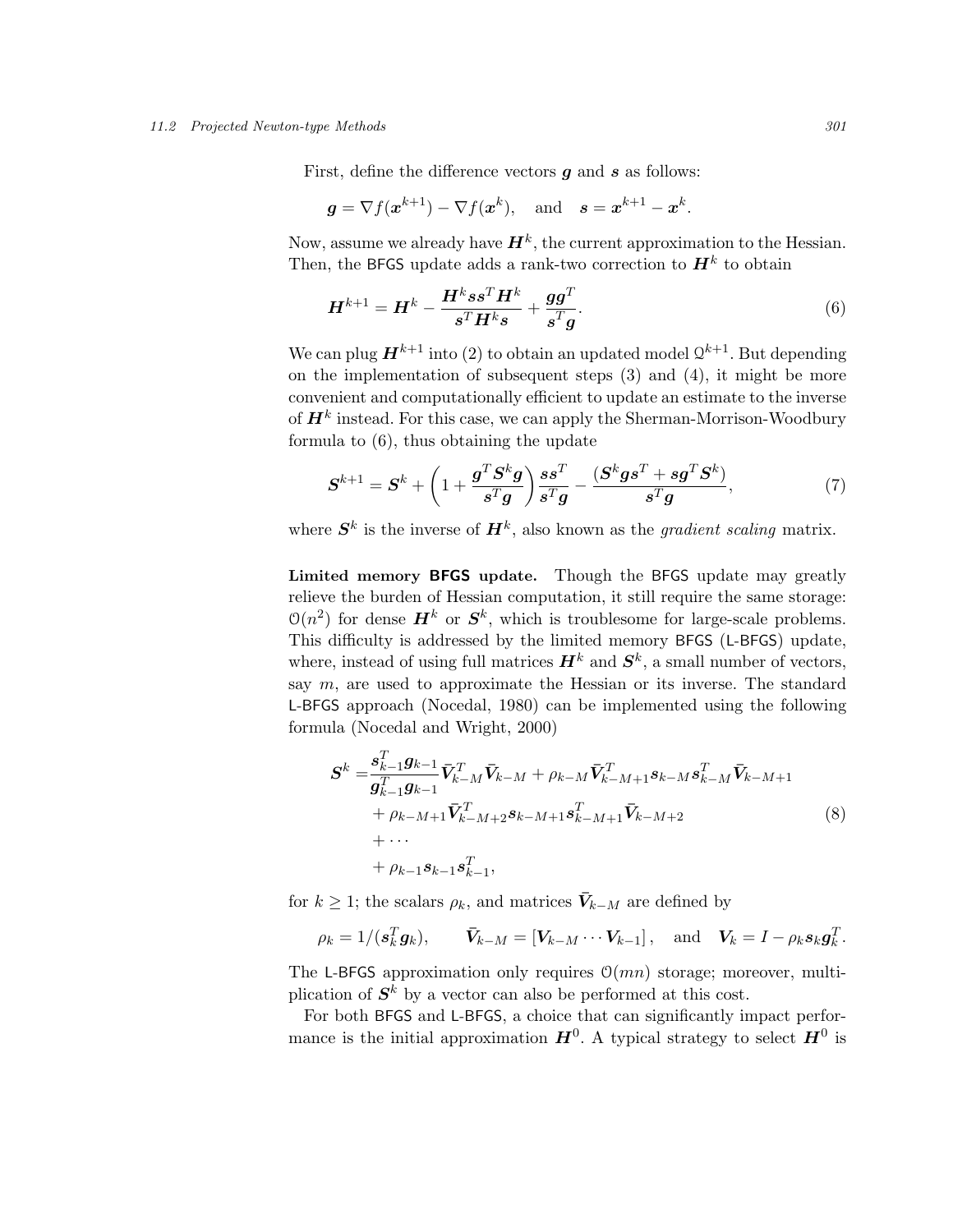First, define the difference vectors $\boldsymbol{g}$ and $\boldsymbol{s}$ as follows:

$$\boldsymbol{g} = \nabla f(\boldsymbol{x}^{k+1}) - \nabla f(\boldsymbol{x}^k), \quad \text{and} \quad \boldsymbol{s} = \boldsymbol{x}^{k+1} - \boldsymbol{x}^k.$$

Now, assume we already have $\boldsymbol{H}^k$, the current approximation to the Hessian. Then, the BFGS update adds a rank-two correction to $\boldsymbol{H}^k$ to obtain

$$\boldsymbol{H}^{k+1} = \boldsymbol{H}^k - \frac{\boldsymbol{H}^k \boldsymbol{s}\boldsymbol{s}^T \boldsymbol{H}^k}{\boldsymbol{s}^T \boldsymbol{H}^k \boldsymbol{s}} + \frac{\boldsymbol{g}\boldsymbol{g}^T}{\boldsymbol{s}^T \boldsymbol{g}}. \tag{6}$$

We can plug $\boldsymbol{H}^{k+1}$ into (2) to obtain an updated model $\mathcal{Q}^{k+1}$. But depending on the implementation of subsequent steps (3) and (4), it might be more convenient and computationally efficient to update an estimate to the inverse of $\boldsymbol{H}^k$ instead. For this case, we can apply the Sherman-Morrison-Woodbury formula to (6), thus obtaining the update

$$\boldsymbol{S}^{k+1} = \boldsymbol{S}^k + \left(1 + \frac{\boldsymbol{g}^T \boldsymbol{S}^k \boldsymbol{g}}{\boldsymbol{s}^T \boldsymbol{g}}\right) \frac{\boldsymbol{s}\boldsymbol{s}^T}{\boldsymbol{s}^T \boldsymbol{g}} - \frac{(\boldsymbol{S}^k \boldsymbol{g}\boldsymbol{s}^T + \boldsymbol{s}\boldsymbol{g}^T \boldsymbol{S}^k)}{\boldsymbol{s}^T \boldsymbol{g}}, \tag{7}$$

where $\boldsymbol{S}^k$ is the inverse of $\boldsymbol{H}^k$, also known as the *gradient scaling* matrix.

**Limited memory BFGS update.** Though the BFGS update may greatly relieve the burden of Hessian computation, it still require the same storage: $\mathcal{O}(n^2)$ for dense $\boldsymbol{H}^k$ or $\boldsymbol{S}^k$, which is troublesome for large-scale problems. This difficulty is addressed by the limited memory BFGS (L-BFGS) update, where, instead of using full matrices $\boldsymbol{H}^k$ and $\boldsymbol{S}^k$, a small number of vectors, say $m$, are used to approximate the Hessian or its inverse. The standard L-BFGS approach (Nocedal, 1980) can be implemented using the following formula (Nocedal and Wright, 2000)

$$\begin{aligned}
\boldsymbol{S}^k =& \frac{\boldsymbol{s}_{k-1}^T \boldsymbol{g}_{k-1}}{\boldsymbol{g}_{k-1}^T \boldsymbol{g}_{k-1}} \bar{\boldsymbol{V}}_{k-M}^T \bar{\boldsymbol{V}}_{k-M} + \rho_{k-M} \bar{\boldsymbol{V}}_{k-M+1}^T \boldsymbol{s}_{k-M} \boldsymbol{s}_{k-M}^T \bar{\boldsymbol{V}}_{k-M+1} \\
&+ \rho_{k-M+1} \bar{\boldsymbol{V}}_{k-M+2}^T \boldsymbol{s}_{k-M+1} \boldsymbol{s}_{k-M+1}^T \bar{\boldsymbol{V}}_{k-M+2} \\
&+ \cdots \\
&+ \rho_{k-1} \boldsymbol{s}_{k-1} \boldsymbol{s}_{k-1}^T,
\end{aligned} \tag{8}$$

for $k \geq 1$; the scalars $\rho_k$, and matrices $\bar{\boldsymbol{V}}_{k-M}$ are defined by

$$\rho_k = 1/(\boldsymbol{s}_k^T \boldsymbol{g}_k), \qquad \bar{\boldsymbol{V}}_{k-M} = [\boldsymbol{V}_{k-M} \cdots \boldsymbol{V}_{k-1}], \quad \text{and} \quad \boldsymbol{V}_k = I - \rho_k \boldsymbol{s}_k \boldsymbol{g}_k^T.$$

The L-BFGS approximation only requires $\mathcal{O}(mn)$ storage; moreover, multiplication of $\boldsymbol{S}^k$ by a vector can also be performed at this cost.

For both BFGS and L-BFGS, a choice that can significantly impact performance is the initial approximation $\boldsymbol{H}^0$. A typical strategy to select $\boldsymbol{H}^0$ is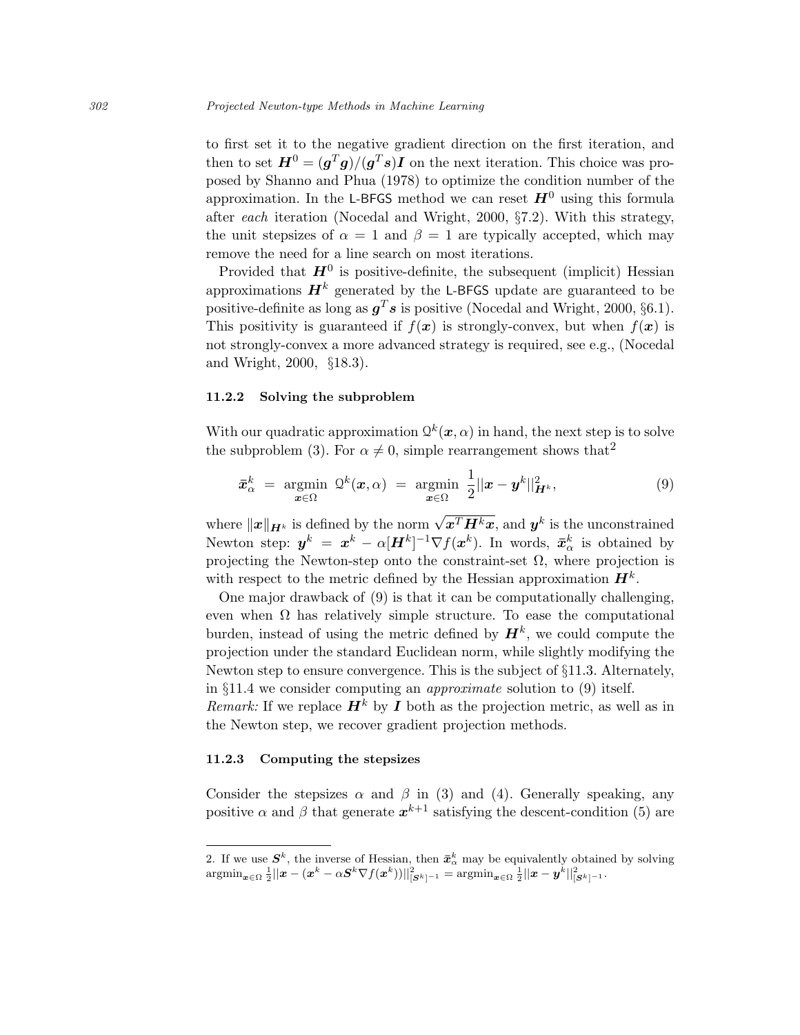to first set it to the negative gradient direction on the first iteration, and then to set $\boldsymbol{H}^0 = (\boldsymbol{g}^T\boldsymbol{g})/(\boldsymbol{g}^T\boldsymbol{s})\boldsymbol{I}$ on the next iteration. This choice was proposed by Shanno and Phua (1978) to optimize the condition number of the approximation. In the L-BFGS method we can reset $\boldsymbol{H}^0$ using this formula after *each* iteration (Nocedal and Wright, 2000, §7.2). With this strategy, the unit stepsizes of $\alpha = 1$ and $\beta = 1$ are typically accepted, which may remove the need for a line search on most iterations.

Provided that $\boldsymbol{H}^0$ is positive-definite, the subsequent (implicit) Hessian approximations $\boldsymbol{H}^k$ generated by the L-BFGS update are guaranteed to be positive-definite as long as $\boldsymbol{g}^T\boldsymbol{s}$ is positive (Nocedal and Wright, 2000, §6.1). This positivity is guaranteed if $f(\boldsymbol{x})$ is strongly-convex, but when $f(\boldsymbol{x})$ is not strongly-convex a more advanced strategy is required, see e.g., (Nocedal and Wright, 2000, §18.3).

### 11.2.2 Solving the subproblem

With our quadratic approximation $\mathcal{Q}^k(\boldsymbol{x}, \alpha)$ in hand, the next step is to solve the subproblem (3). For $\alpha \neq 0$, simple rearrangement shows that[2]

$$\bar{\boldsymbol{x}}^k_\alpha \;=\; \underset{\boldsymbol{x}\in\Omega}{\operatorname{argmin}}\; \mathcal{Q}^k(\boldsymbol{x}, \alpha) \;=\; \underset{\boldsymbol{x}\in\Omega}{\operatorname{argmin}}\; \frac{1}{2}||\boldsymbol{x} - \boldsymbol{y}^k||^2_{\boldsymbol{H}^k}, \tag{9}$$

where $\|\boldsymbol{x}\|_{\boldsymbol{H}^k}$ is defined by the norm $\sqrt{\boldsymbol{x}^T\boldsymbol{H}^k\boldsymbol{x}}$, and $\boldsymbol{y}^k$ is the unconstrained Newton step: $\boldsymbol{y}^k = \boldsymbol{x}^k - \alpha[\boldsymbol{H}^k]^{-1}\nabla f(\boldsymbol{x}^k)$. In words, $\bar{\boldsymbol{x}}^k_\alpha$ is obtained by projecting the Newton-step onto the constraint-set $\Omega$, where projection is with respect to the metric defined by the Hessian approximation $\boldsymbol{H}^k$.

One major drawback of (9) is that it can be computationally challenging, even when $\Omega$ has relatively simple structure. To ease the computational burden, instead of using the metric defined by $\boldsymbol{H}^k$, we could compute the projection under the standard Euclidean norm, while slightly modifying the Newton step to ensure convergence. This is the subject of §11.3. Alternately, in §11.4 we consider computing an *approximate* solution to (9) itself.
*Remark:* If we replace $\boldsymbol{H}^k$ by $\boldsymbol{I}$ both as the projection metric, as well as in the Newton step, we recover gradient projection methods.

### 11.2.3 Computing the stepsizes

Consider the stepsizes $\alpha$ and $\beta$ in (3) and (4). Generally speaking, any positive $\alpha$ and $\beta$ that generate $\boldsymbol{x}^{k+1}$ satisfying the descent-condition (5) are

---

2. If we use $\boldsymbol{S}^k$, the inverse of Hessian, then $\bar{\boldsymbol{x}}^k_\alpha$ may be equivalently obtained by solving $\operatorname{argmin}_{\boldsymbol{x}\in\Omega} \frac{1}{2}||\boldsymbol{x} - (\boldsymbol{x}^k - \alpha\boldsymbol{S}^k\nabla f(\boldsymbol{x}^k))||^2_{[\boldsymbol{S}^k]^{-1}} = \operatorname{argmin}_{\boldsymbol{x}\in\Omega} \frac{1}{2}||\boldsymbol{x} - \boldsymbol{y}^k||^2_{[\boldsymbol{S}^k]^{-1}}$.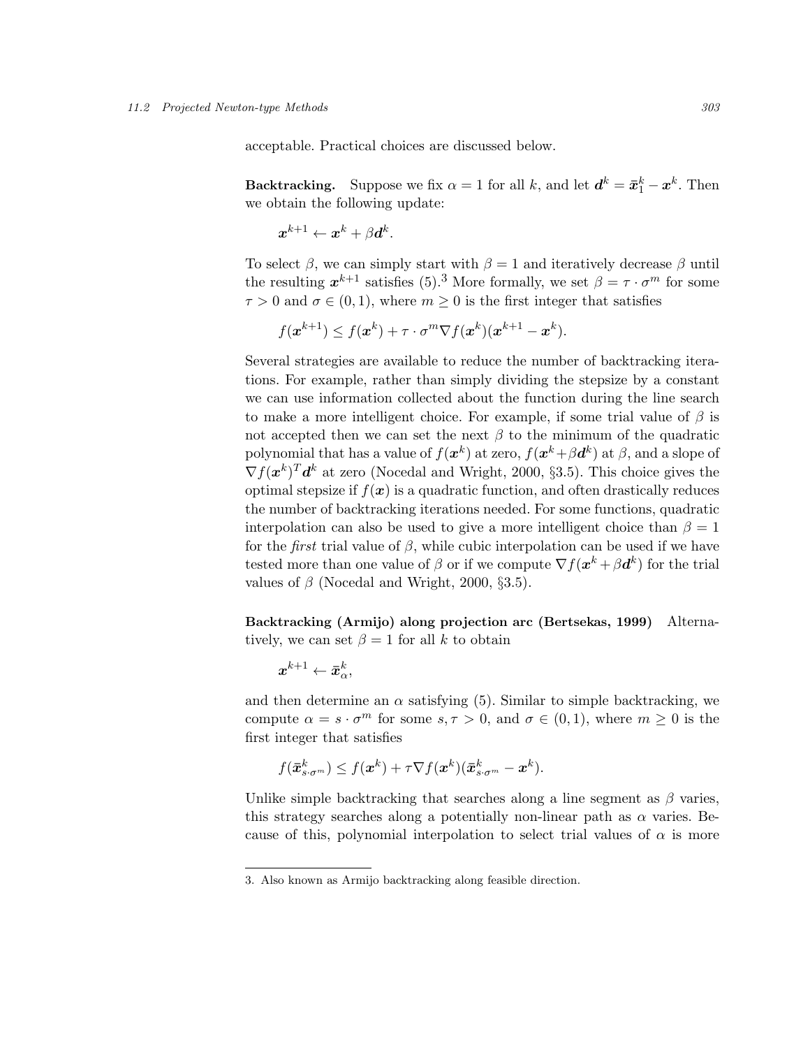acceptable. Practical choices are discussed below.

**Backtracking.** Suppose we fix $\alpha = 1$ for all $k$, and let $\boldsymbol{d}^k = \bar{\boldsymbol{x}}_1^k - \boldsymbol{x}^k$. Then we obtain the following update:

$$\boldsymbol{x}^{k+1} \leftarrow \boldsymbol{x}^k + \beta \boldsymbol{d}^k.$$

To select $\beta$, we can simply start with $\beta = 1$ and iteratively decrease $\beta$ until the resulting $\boldsymbol{x}^{k+1}$ satisfies (5).[3] More formally, we set $\beta = \tau \cdot \sigma^m$ for some $\tau > 0$ and $\sigma \in (0, 1)$, where $m \geq 0$ is the first integer that satisfies

$$f(\boldsymbol{x}^{k+1}) \leq f(\boldsymbol{x}^k) + \tau \cdot \sigma^m \nabla f(\boldsymbol{x}^k)(\boldsymbol{x}^{k+1} - \boldsymbol{x}^k).$$

Several strategies are available to reduce the number of backtracking iterations. For example, rather than simply dividing the stepsize by a constant we can use information collected about the function during the line search to make a more intelligent choice. For example, if some trial value of $\beta$ is not accepted then we can set the next $\beta$ to the minimum of the quadratic polynomial that has a value of $f(\boldsymbol{x}^k)$ at zero, $f(\boldsymbol{x}^k + \beta \boldsymbol{d}^k)$ at $\beta$, and a slope of $\nabla f(\boldsymbol{x}^k)^T \boldsymbol{d}^k$ at zero (Nocedal and Wright, 2000, §3.5). This choice gives the optimal stepsize if $f(\boldsymbol{x})$ is a quadratic function, and often drastically reduces the number of backtracking iterations needed. For some functions, quadratic interpolation can also be used to give a more intelligent choice than $\beta = 1$ for the *first* trial value of $\beta$, while cubic interpolation can be used if we have tested more than one value of $\beta$ or if we compute $\nabla f(\boldsymbol{x}^k + \beta \boldsymbol{d}^k)$ for the trial values of $\beta$ (Nocedal and Wright, 2000, §3.5).

**Backtracking (Armijo) along projection arc (Bertsekas, 1999)** Alternatively, we can set $\beta = 1$ for all $k$ to obtain

$$\boldsymbol{x}^{k+1} \leftarrow \bar{\boldsymbol{x}}_\alpha^k,$$

and then determine an $\alpha$ satisfying (5). Similar to simple backtracking, we compute $\alpha = s \cdot \sigma^m$ for some $s, \tau > 0$, and $\sigma \in (0, 1)$, where $m \geq 0$ is the first integer that satisfies

$$f(\bar{\boldsymbol{x}}_{s \cdot \sigma^m}^k) \leq f(\boldsymbol{x}^k) + \tau \nabla f(\boldsymbol{x}^k)(\bar{\boldsymbol{x}}_{s \cdot \sigma^m}^k - \boldsymbol{x}^k).$$

Unlike simple backtracking that searches along a line segment as $\beta$ varies, this strategy searches along a potentially non-linear path as $\alpha$ varies. Because of this, polynomial interpolation to select trial values of $\alpha$ is more

3. Also known as Armijo backtracking along feasible direction.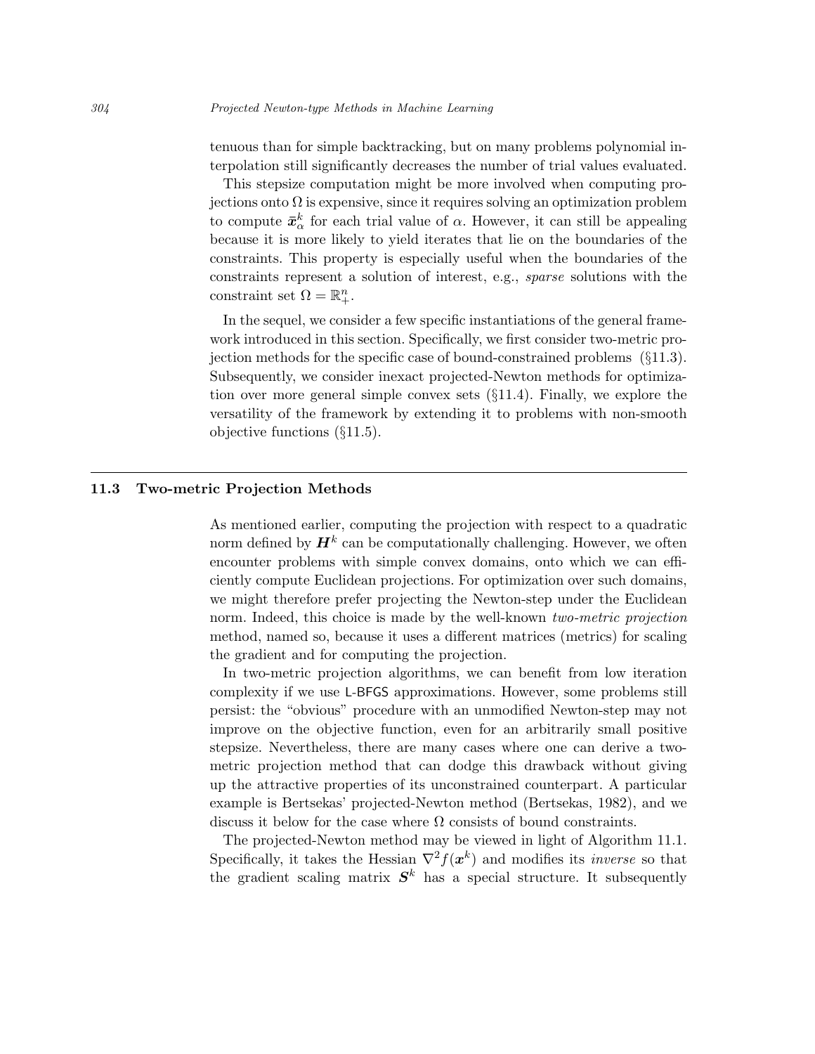tenuous than for simple backtracking, but on many problems polynomial interpolation still significantly decreases the number of trial values evaluated.

This stepsize computation might be more involved when computing projections onto $\Omega$ is expensive, since it requires solving an optimization problem to compute $\bar{\boldsymbol{x}}_\alpha^k$ for each trial value of $\alpha$. However, it can still be appealing because it is more likely to yield iterates that lie on the boundaries of the constraints. This property is especially useful when the boundaries of the constraints represent a solution of interest, e.g., *sparse* solutions with the constraint set $\Omega = \mathbb{R}_+^n$.

In the sequel, we consider a few specific instantiations of the general framework introduced in this section. Specifically, we first consider two-metric projection methods for the specific case of bound-constrained problems (§11.3). Subsequently, we consider inexact projected-Newton methods for optimization over more general simple convex sets (§11.4). Finally, we explore the versatility of the framework by extending it to problems with non-smooth objective functions (§11.5).

## 11.3 Two-metric Projection Methods

As mentioned earlier, computing the projection with respect to a quadratic norm defined by $\boldsymbol{H}^k$ can be computationally challenging. However, we often encounter problems with simple convex domains, onto which we can efficiently compute Euclidean projections. For optimization over such domains, we might therefore prefer projecting the Newton-step under the Euclidean norm. Indeed, this choice is made by the well-known *two-metric projection* method, named so, because it uses a different matrices (metrics) for scaling the gradient and for computing the projection.

In two-metric projection algorithms, we can benefit from low iteration complexity if we use L-BFGS approximations. However, some problems still persist: the "obvious" procedure with an unmodified Newton-step may not improve on the objective function, even for an arbitrarily small positive stepsize. Nevertheless, there are many cases where one can derive a two-metric projection method that can dodge this drawback without giving up the attractive properties of its unconstrained counterpart. A particular example is Bertsekas' projected-Newton method (Bertsekas, 1982), and we discuss it below for the case where $\Omega$ consists of bound constraints.

The projected-Newton method may be viewed in light of Algorithm 11.1. Specifically, it takes the Hessian $\nabla^2 f(\boldsymbol{x}^k)$ and modifies its *inverse* so that the gradient scaling matrix $\boldsymbol{S}^k$ has a special structure. It subsequently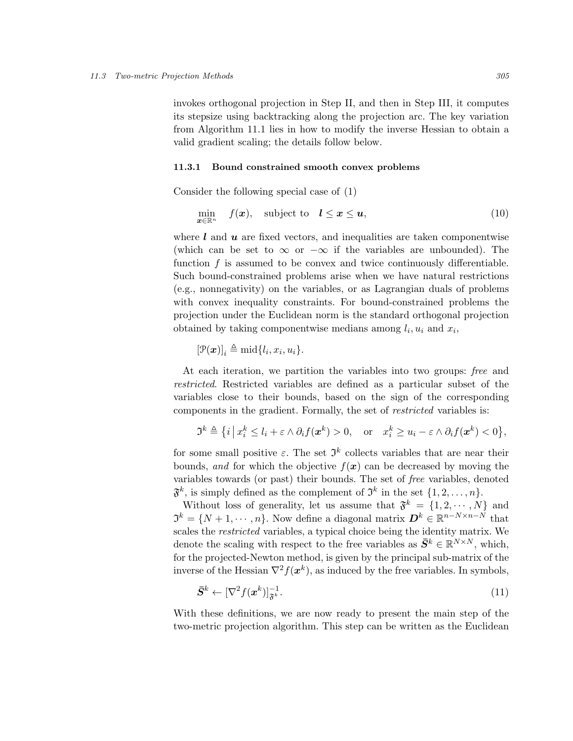invokes orthogonal projection in Step II, and then in Step III, it computes its stepsize using backtracking along the projection arc. The key variation from Algorithm 11.1 lies in how to modify the inverse Hessian to obtain a valid gradient scaling; the details follow below.

### 11.3.1 Bound constrained smooth convex problems

Consider the following special case of (1)

$$\min_{\boldsymbol{x}\in\mathbb{R}^n} \quad f(\boldsymbol{x}), \quad \text{subject to} \quad \boldsymbol{l} \leq \boldsymbol{x} \leq \boldsymbol{u}, \tag{10}$$

where $\boldsymbol{l}$ and $\boldsymbol{u}$ are fixed vectors, and inequalities are taken componentwise (which can be set to $\infty$ or $-\infty$ if the variables are unbounded). The function $f$ is assumed to be convex and twice continuously differentiable. Such bound-constrained problems arise when we have natural restrictions (e.g., nonnegativity) on the variables, or as Lagrangian duals of problems with convex inequality constraints. For bound-constrained problems the projection under the Euclidean norm is the standard orthogonal projection obtained by taking componentwise medians among $l_i, u_i$ and $x_i$,

$$[\mathcal{P}(\boldsymbol{x})]_i \triangleq \operatorname{mid}\{l_i, x_i, u_i\}.$$

At each iteration, we partition the variables into two groups: *free* and *restricted*. Restricted variables are defined as a particular subset of the variables close to their bounds, based on the sign of the corresponding components in the gradient. Formally, the set of *restricted* variables is:

$$\mathfrak{I}^k \triangleq \big\{ i \,\big|\, x_i^k \leq l_i + \varepsilon \wedge \partial_i f(\boldsymbol{x}^k) > 0, \quad \text{or} \quad x_i^k \geq u_i - \varepsilon \wedge \partial_i f(\boldsymbol{x}^k) < 0 \big\},$$

for some small positive $\varepsilon$. The set $\mathfrak{I}^k$ collects variables that are near their bounds, *and* for which the objective $f(\boldsymbol{x})$ can be decreased by moving the variables towards (or past) their bounds. The set of *free* variables, denoted $\mathfrak{F}^k$, is simply defined as the complement of $\mathfrak{I}^k$ in the set $\{1, 2, \ldots, n\}$.

Without loss of generality, let us assume that $\mathfrak{F}^k = \{1, 2, \cdots, N\}$ and $\mathfrak{I}^k = \{N+1, \cdots, n\}$. Now define a diagonal matrix $\boldsymbol{D}^k \in \mathbb{R}^{n-N \times n-N}$ that scales the *restricted* variables, a typical choice being the identity matrix. We denote the scaling with respect to the free variables as $\bar{\boldsymbol{S}}^k \in \mathbb{R}^{N\times N}$, which, for the projected-Newton method, is given by the principal sub-matrix of the inverse of the Hessian $\nabla^2 f(\boldsymbol{x}^k)$, as induced by the free variables. In symbols,

$$\bar{\boldsymbol{S}}^k \leftarrow [\nabla^2 f(\boldsymbol{x}^k)]^{-1}_{\mathfrak{F}^k}. \tag{11}$$

With these definitions, we are now ready to present the main step of the two-metric projection algorithm. This step can be written as the Euclidean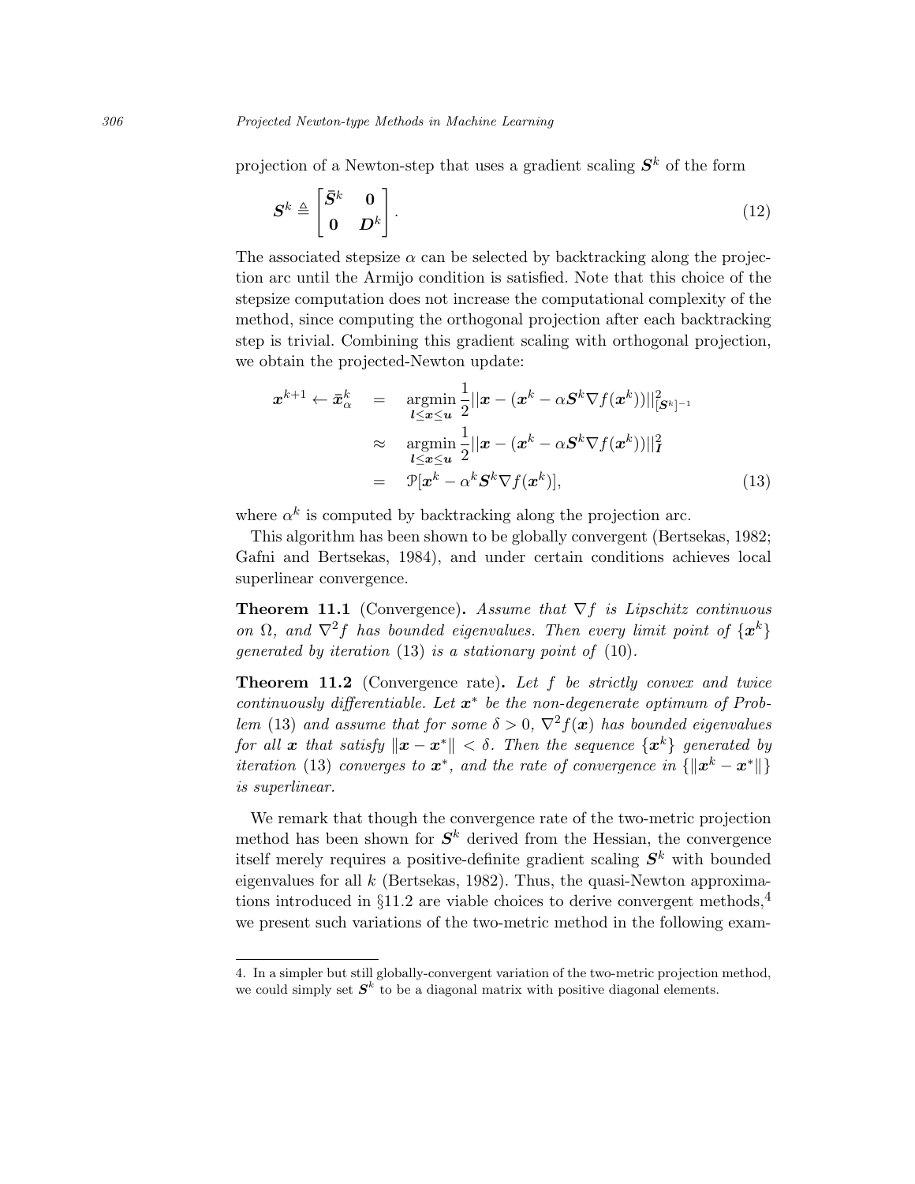projection of a Newton-step that uses a gradient scaling $\boldsymbol{S}^k$ of the form

$$\boldsymbol{S}^k \triangleq \begin{bmatrix} \bar{\boldsymbol{S}}^k & \boldsymbol{0} \\ \boldsymbol{0} & \boldsymbol{D}^k \end{bmatrix}. \tag{12}$$

The associated stepsize $\alpha$ can be selected by backtracking along the projection arc until the Armijo condition is satisfied. Note that this choice of the stepsize computation does not increase the computational complexity of the method, since computing the orthogonal projection after each backtracking step is trivial. Combining this gradient scaling with orthogonal projection, we obtain the projected-Newton update:

$$\begin{aligned} \boldsymbol{x}^{k+1} \leftarrow \bar{\boldsymbol{x}}_\alpha^k &= \operatorname*{argmin}_{\boldsymbol{l} \leq \boldsymbol{x} \leq \boldsymbol{u}} \frac{1}{2} \|\boldsymbol{x} - (\boldsymbol{x}^k - \alpha \boldsymbol{S}^k \nabla f(\boldsymbol{x}^k))\|^2_{[\boldsymbol{S}^k]^{-1}} \\ &\approx \operatorname*{argmin}_{\boldsymbol{l} \leq \boldsymbol{x} \leq \boldsymbol{u}} \frac{1}{2} \|\boldsymbol{x} - (\boldsymbol{x}^k - \alpha \boldsymbol{S}^k \nabla f(\boldsymbol{x}^k))\|^2_{\boldsymbol{I}} \\ &= \mathcal{P}[\boldsymbol{x}^k - \alpha^k \boldsymbol{S}^k \nabla f(\boldsymbol{x}^k)], \end{aligned} \tag{13}$$

where $\alpha^k$ is computed by backtracking along the projection arc.

This algorithm has been shown to be globally convergent (Bertsekas, 1982; Gafni and Bertsekas, 1984), and under certain conditions achieves local superlinear convergence.

**Theorem 11.1** (Convergence)**.** *Assume that $\nabla f$ is Lipschitz continuous on $\Omega$, and $\nabla^2 f$ has bounded eigenvalues. Then every limit point of $\{\boldsymbol{x}^k\}$ generated by iteration* (13) *is a stationary point of* (10).

**Theorem 11.2** (Convergence rate)**.** *Let $f$ be strictly convex and twice continuously differentiable. Let $\boldsymbol{x}^*$ be the non-degenerate optimum of Problem* (13) *and assume that for some $\delta > 0$, $\nabla^2 f(\boldsymbol{x})$ has bounded eigenvalues for all $\boldsymbol{x}$ that satisfy $\|\boldsymbol{x} - \boldsymbol{x}^*\| < \delta$. Then the sequence $\{\boldsymbol{x}^k\}$ generated by iteration* (13) *converges to $\boldsymbol{x}^*$, and the rate of convergence in $\{\|\boldsymbol{x}^k - \boldsymbol{x}^*\|\}$ is superlinear.*

We remark that though the convergence rate of the two-metric projection method has been shown for $\boldsymbol{S}^k$ derived from the Hessian, the convergence itself merely requires a positive-definite gradient scaling $\boldsymbol{S}^k$ with bounded eigenvalues for all $k$ (Bertsekas, 1982). Thus, the quasi-Newton approximations introduced in §11.2 are viable choices to derive convergent methods,[4] we present such variations of the two-metric method in the following exam-

4. In a simpler but still globally-convergent variation of the two-metric projection method, we could simply set $\boldsymbol{S}^k$ to be a diagonal matrix with positive diagonal elements.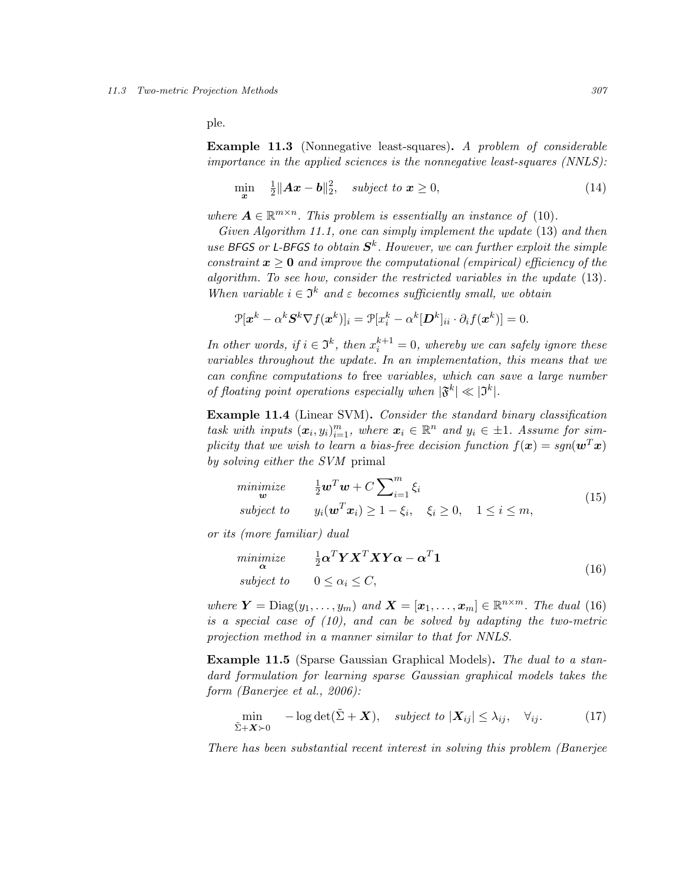ple.

**Example 11.3** (Nonnegative least-squares)**.** *A problem of considerable importance in the applied sciences is the nonnegative least-squares (NNLS):*

$$\min_{\boldsymbol{x}} \quad \tfrac{1}{2}\|\boldsymbol{A}\boldsymbol{x} - \boldsymbol{b}\|_2^2, \quad \textit{subject to } \boldsymbol{x} \geq 0, \tag{14}$$

*where $\boldsymbol{A} \in \mathbb{R}^{m \times n}$. This problem is essentially an instance of* (10)*.*

*Given Algorithm 11.1, one can simply implement the update* (13) *and then use* BFGS *or* L-BFGS *to obtain $\boldsymbol{S}^k$. However, we can further exploit the simple constraint $\boldsymbol{x} \geq \boldsymbol{0}$ and improve the computational (empirical) efficiency of the algorithm. To see how, consider the restricted variables in the update* (13)*. When variable $i \in \mathfrak{I}^k$ and $\varepsilon$ becomes sufficiently small, we obtain*

$$\mathcal{P}[\boldsymbol{x}^k - \alpha^k \boldsymbol{S}^k \nabla f(\boldsymbol{x}^k)]_i = \mathcal{P}[x_i^k - \alpha^k [\boldsymbol{D}^k]_{ii} \cdot \partial_i f(\boldsymbol{x}^k)] = 0.$$

*In other words, if $i \in \mathfrak{I}^k$, then $x_i^{k+1} = 0$, whereby we can safely ignore these variables throughout the update. In an implementation, this means that we can confine computations to* free *variables, which can save a large number of floating point operations especially when $|\mathfrak{F}^k| \ll |\mathfrak{I}^k|$.*

**Example 11.4** (Linear SVM)**.** *Consider the standard binary classification task with inputs $(\boldsymbol{x}_i, y_i)_{i=1}^m$, where $\boldsymbol{x}_i \in \mathbb{R}^n$ and $y_i \in \pm 1$. Assume for simplicity that we wish to learn a bias-free decision function $f(\boldsymbol{x}) = sgn(\boldsymbol{w}^T\boldsymbol{x})$ by solving either the SVM* primal

$$\begin{array}{ll} \underset{\boldsymbol{w}}{\textit{minimize}} & \tfrac{1}{2}\boldsymbol{w}^T\boldsymbol{w} + C\sum_{i=1}^{m} \xi_i \\ \textit{subject to} & y_i(\boldsymbol{w}^T\boldsymbol{x}_i) \geq 1 - \xi_i, \quad \xi_i \geq 0, \quad 1 \leq i \leq m, \end{array} \tag{15}$$

*or its (more familiar) dual*

$$\begin{array}{ll} \underset{\boldsymbol{\alpha}}{\textit{minimize}} & \tfrac{1}{2}\boldsymbol{\alpha}^T\boldsymbol{Y}\boldsymbol{X}^T\boldsymbol{X}\boldsymbol{Y}\boldsymbol{\alpha} - \boldsymbol{\alpha}^T\boldsymbol{1} \\ \textit{subject to} & 0 \leq \alpha_i \leq C, \end{array} \tag{16}$$

*where $\boldsymbol{Y} = \mathrm{Diag}(y_1, \ldots, y_m)$ and $\boldsymbol{X} = [\boldsymbol{x}_1, \ldots, \boldsymbol{x}_m] \in \mathbb{R}^{n \times m}$. The dual* (16) *is a special case of (10), and can be solved by adapting the two-metric projection method in a manner similar to that for NNLS.*

**Example 11.5** (Sparse Gaussian Graphical Models)**.** *The dual to a standard formulation for learning sparse Gaussian graphical models takes the form (Banerjee et al., 2006):*

$$\min_{\tilde{\Sigma} + \boldsymbol{X} \succ 0} \quad -\log\det(\tilde{\Sigma} + \boldsymbol{X}), \quad \textit{subject to } |\boldsymbol{X}_{ij}| \leq \lambda_{ij}, \quad \forall_{ij}. \tag{17}$$

*There has been substantial recent interest in solving this problem (Banerjee*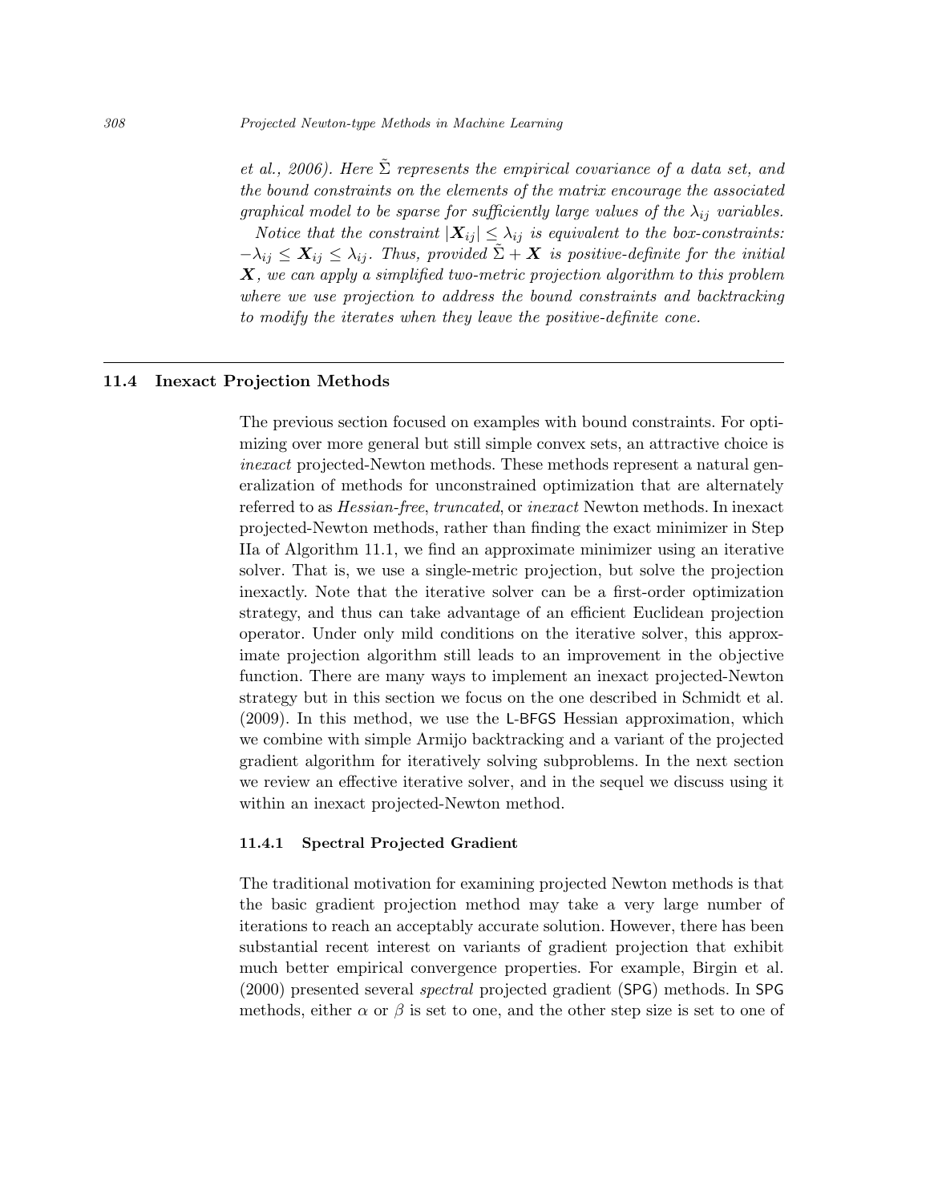*et al., 2006). Here $\tilde{\Sigma}$ represents the empirical covariance of a data set, and the bound constraints on the elements of the matrix encourage the associated graphical model to be sparse for sufficiently large values of the $\lambda_{ij}$ variables.*

*Notice that the constraint $|\boldsymbol{X}_{ij}| \leq \lambda_{ij}$ is equivalent to the box-constraints: $-\lambda_{ij} \leq \boldsymbol{X}_{ij} \leq \lambda_{ij}$. Thus, provided $\tilde{\Sigma} + \boldsymbol{X}$ is positive-definite for the initial $\boldsymbol{X}$, we can apply a simplified two-metric projection algorithm to this problem where we use projection to address the bound constraints and backtracking to modify the iterates when they leave the positive-definite cone.*

## 11.4 Inexact Projection Methods

The previous section focused on examples with bound constraints. For optimizing over more general but still simple convex sets, an attractive choice is *inexact* projected-Newton methods. These methods represent a natural generalization of methods for unconstrained optimization that are alternately referred to as *Hessian-free*, *truncated*, or *inexact* Newton methods. In inexact projected-Newton methods, rather than finding the exact minimizer in Step IIa of Algorithm 11.1, we find an approximate minimizer using an iterative solver. That is, we use a single-metric projection, but solve the projection inexactly. Note that the iterative solver can be a first-order optimization strategy, and thus can take advantage of an efficient Euclidean projection operator. Under only mild conditions on the iterative solver, this approximate projection algorithm still leads to an improvement in the objective function. There are many ways to implement an inexact projected-Newton strategy but in this section we focus on the one described in Schmidt et al. (2009). In this method, we use the L-BFGS Hessian approximation, which we combine with simple Armijo backtracking and a variant of the projected gradient algorithm for iteratively solving subproblems. In the next section we review an effective iterative solver, and in the sequel we discuss using it within an inexact projected-Newton method.

### 11.4.1 Spectral Projected Gradient

The traditional motivation for examining projected Newton methods is that the basic gradient projection method may take a very large number of iterations to reach an acceptably accurate solution. However, there has been substantial recent interest on variants of gradient projection that exhibit much better empirical convergence properties. For example, Birgin et al. (2000) presented several *spectral* projected gradient (SPG) methods. In SPG methods, either $\alpha$ or $\beta$ is set to one, and the other step size is set to one of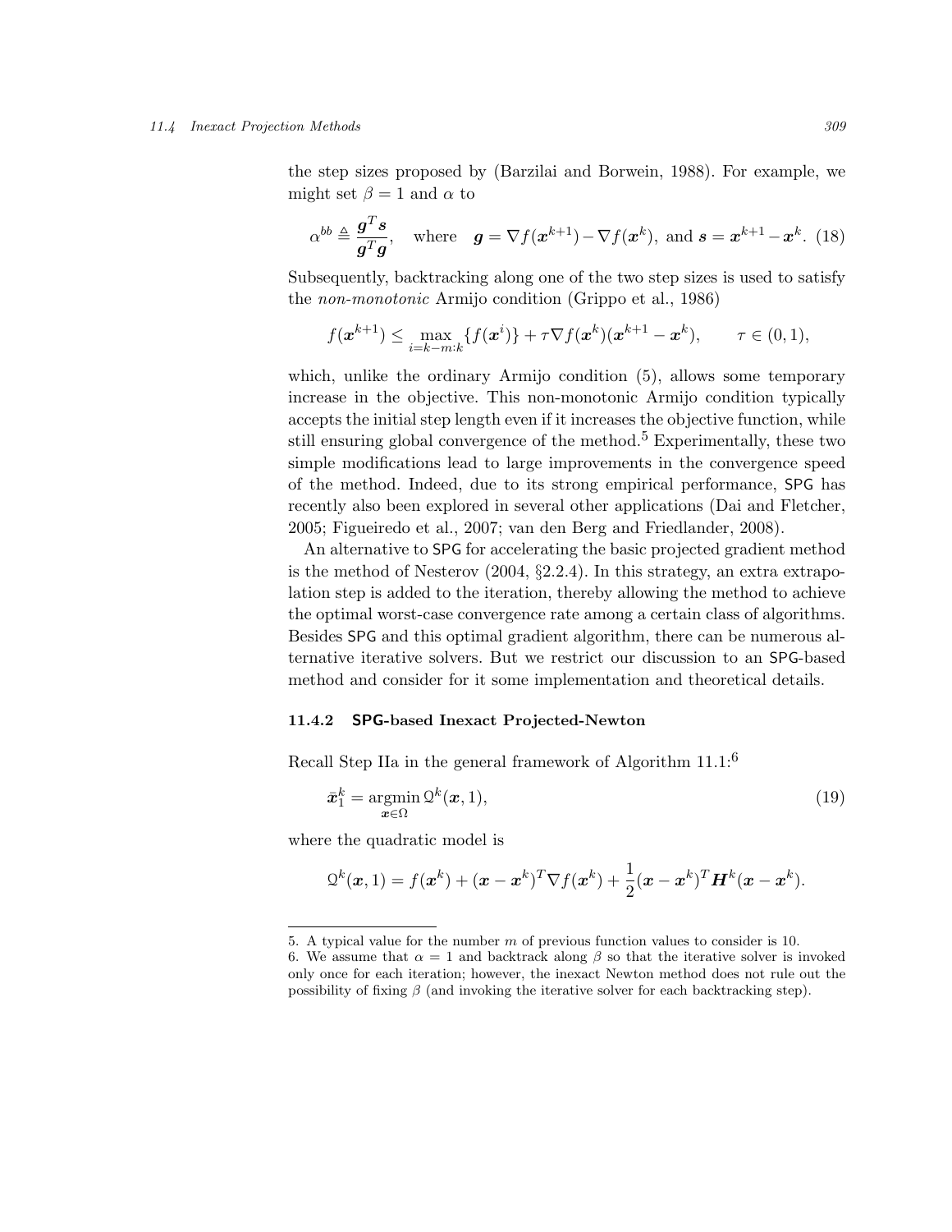the step sizes proposed by (Barzilai and Borwein, 1988). For example, we might set $\beta = 1$ and $\alpha$ to

$$\alpha^{bb} \triangleq \frac{\boldsymbol{g}^T\boldsymbol{s}}{\boldsymbol{g}^T\boldsymbol{g}}, \quad \text{where} \quad \boldsymbol{g} = \nabla f(\boldsymbol{x}^{k+1}) - \nabla f(\boldsymbol{x}^k), \text{ and } \boldsymbol{s} = \boldsymbol{x}^{k+1} - \boldsymbol{x}^k. \tag{18}$$

Subsequently, backtracking along one of the two step sizes is used to satisfy the *non-monotonic* Armijo condition (Grippo et al., 1986)

$$f(\boldsymbol{x}^{k+1}) \leq \max_{i=k-m:k}\{f(\boldsymbol{x}^i)\} + \tau\nabla f(\boldsymbol{x}^k)(\boldsymbol{x}^{k+1} - \boldsymbol{x}^k), \qquad \tau \in (0,1),$$

which, unlike the ordinary Armijo condition (5), allows some temporary increase in the objective. This non-monotonic Armijo condition typically accepts the initial step length even if it increases the objective function, while still ensuring global convergence of the method.[5] Experimentally, these two simple modifications lead to large improvements in the convergence speed of the method. Indeed, due to its strong empirical performance, SPG has recently also been explored in several other applications (Dai and Fletcher, 2005; Figueiredo et al., 2007; van den Berg and Friedlander, 2008).

An alternative to SPG for accelerating the basic projected gradient method is the method of Nesterov (2004, §2.2.4). In this strategy, an extra extrapolation step is added to the iteration, thereby allowing the method to achieve the optimal worst-case convergence rate among a certain class of algorithms. Besides SPG and this optimal gradient algorithm, there can be numerous alternative iterative solvers. But we restrict our discussion to an SPG-based method and consider for it some implementation and theoretical details.

### 11.4.2 SPG-based Inexact Projected-Newton

Recall Step IIa in the general framework of Algorithm 11.1:[6]

$$\bar{\boldsymbol{x}}_1^k = \operatorname*{argmin}_{\boldsymbol{x}\in\Omega} \mathcal{Q}^k(\boldsymbol{x}, 1), \tag{19}$$

where the quadratic model is

$$\mathcal{Q}^k(\boldsymbol{x}, 1) = f(\boldsymbol{x}^k) + (\boldsymbol{x} - \boldsymbol{x}^k)^T\nabla f(\boldsymbol{x}^k) + \frac{1}{2}(\boldsymbol{x} - \boldsymbol{x}^k)^T\boldsymbol{H}^k(\boldsymbol{x} - \boldsymbol{x}^k).$$

---

5. A typical value for the number $m$ of previous function values to consider is 10.

6. We assume that $\alpha = 1$ and backtrack along $\beta$ so that the iterative solver is invoked only once for each iteration; however, the inexact Newton method does not rule out the possibility of fixing $\beta$ (and invoking the iterative solver for each backtracking step).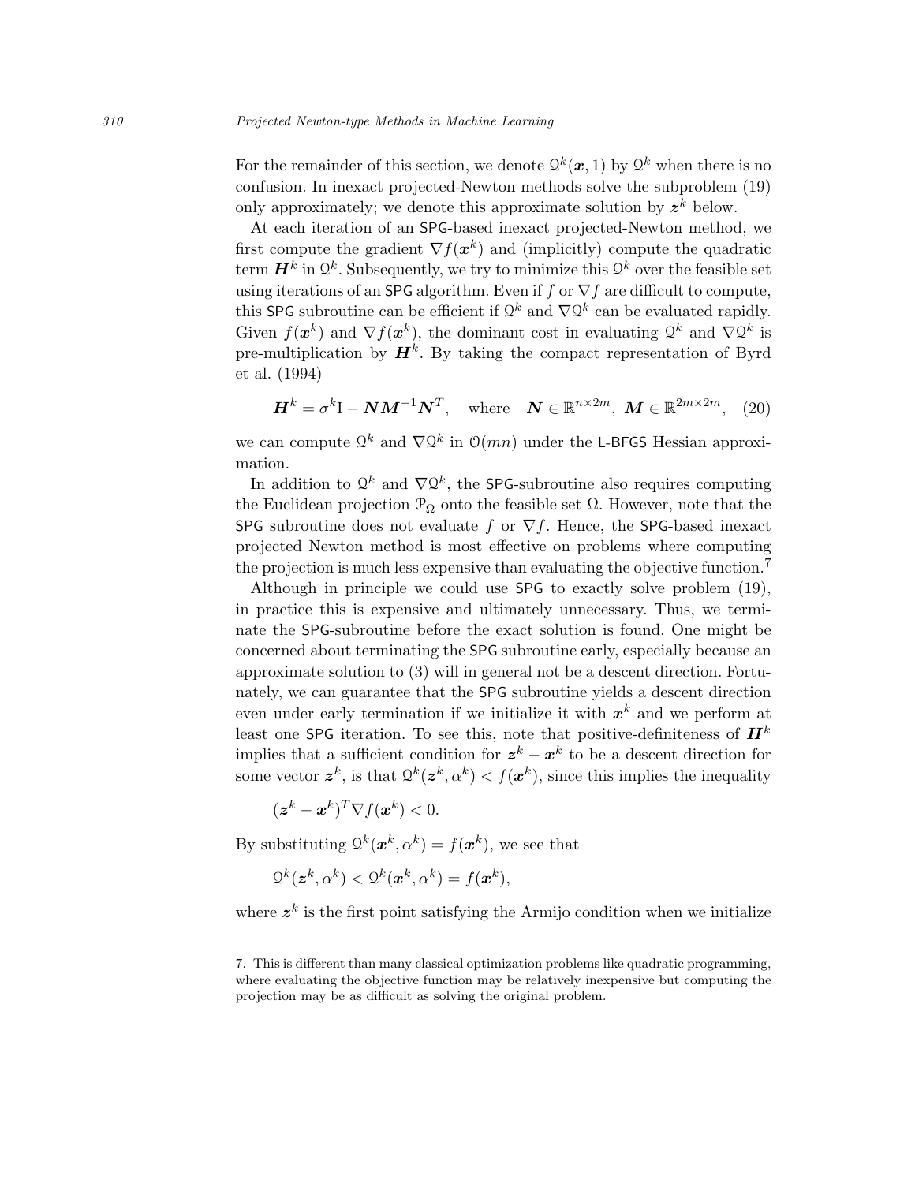For the remainder of this section, we denote $\mathcal{Q}^k(\boldsymbol{x}, 1)$ by $\mathcal{Q}^k$ when there is no confusion. In inexact projected-Newton methods solve the subproblem (19) only approximately; we denote this approximate solution by $\boldsymbol{z}^k$ below.

At each iteration of an SPG-based inexact projected-Newton method, we first compute the gradient $\nabla f(\boldsymbol{x}^k)$ and (implicitly) compute the quadratic term $\boldsymbol{H}^k$ in $\mathcal{Q}^k$. Subsequently, we try to minimize this $\mathcal{Q}^k$ over the feasible set using iterations of an SPG algorithm. Even if $f$ or $\nabla f$ are difficult to compute, this SPG subroutine can be efficient if $\mathcal{Q}^k$ and $\nabla \mathcal{Q}^k$ can be evaluated rapidly. Given $f(\boldsymbol{x}^k)$ and $\nabla f(\boldsymbol{x}^k)$, the dominant cost in evaluating $\mathcal{Q}^k$ and $\nabla \mathcal{Q}^k$ is pre-multiplication by $\boldsymbol{H}^k$. By taking the compact representation of Byrd et al. (1994)

$$\boldsymbol{H}^k = \sigma^k \mathrm{I} - \boldsymbol{N}\boldsymbol{M}^{-1}\boldsymbol{N}^T, \quad \text{where} \quad \boldsymbol{N} \in \mathbb{R}^{n \times 2m},\ \boldsymbol{M} \in \mathbb{R}^{2m \times 2m}, \quad (20)$$

we can compute $\mathcal{Q}^k$ and $\nabla \mathcal{Q}^k$ in $\mathcal{O}(mn)$ under the L-BFGS Hessian approximation.

In addition to $\mathcal{Q}^k$ and $\nabla \mathcal{Q}^k$, the SPG-subroutine also requires computing the Euclidean projection $\mathcal{P}_\Omega$ onto the feasible set $\Omega$. However, note that the SPG subroutine does not evaluate $f$ or $\nabla f$. Hence, the SPG-based inexact projected Newton method is most effective on problems where computing the projection is much less expensive than evaluating the objective function.[7]

Although in principle we could use SPG to exactly solve problem (19), in practice this is expensive and ultimately unnecessary. Thus, we terminate the SPG-subroutine before the exact solution is found. One might be concerned about terminating the SPG subroutine early, especially because an approximate solution to (3) will in general not be a descent direction. Fortunately, we can guarantee that the SPG subroutine yields a descent direction even under early termination if we initialize it with $\boldsymbol{x}^k$ and we perform at least one SPG iteration. To see this, note that positive-definiteness of $\boldsymbol{H}^k$ implies that a sufficient condition for $\boldsymbol{z}^k - \boldsymbol{x}^k$ to be a descent direction for some vector $\boldsymbol{z}^k$, is that $\mathcal{Q}^k(\boldsymbol{z}^k, \alpha^k) < f(\boldsymbol{x}^k)$, since this implies the inequality

$$(\boldsymbol{z}^k - \boldsymbol{x}^k)^T \nabla f(\boldsymbol{x}^k) < 0.$$

By substituting $\mathcal{Q}^k(\boldsymbol{x}^k, \alpha^k) = f(\boldsymbol{x}^k)$, we see that

$$\mathcal{Q}^k(\boldsymbol{z}^k, \alpha^k) < \mathcal{Q}^k(\boldsymbol{x}^k, \alpha^k) = f(\boldsymbol{x}^k),$$

where $\boldsymbol{z}^k$ is the first point satisfying the Armijo condition when we initialize

7. This is different than many classical optimization problems like quadratic programming, where evaluating the objective function may be relatively inexpensive but computing the projection may be as difficult as solving the original problem.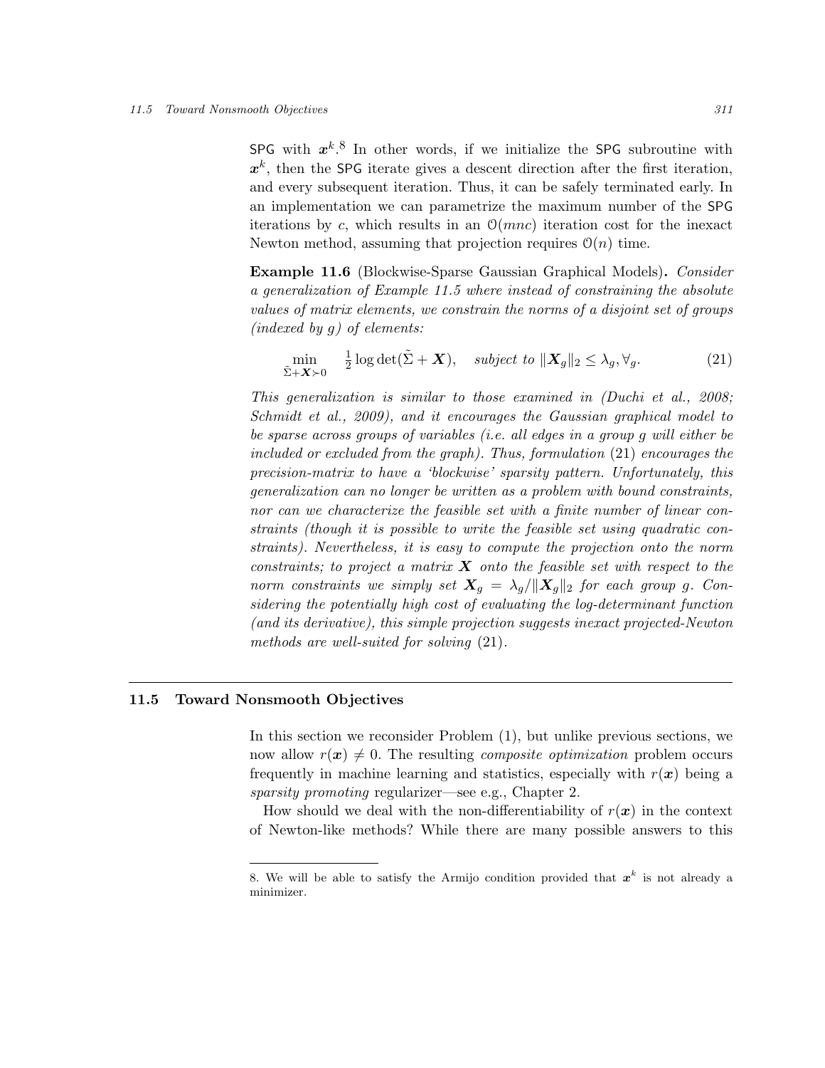SPG with $\boldsymbol{x}^k$.[8] In other words, if we initialize the SPG subroutine with $\boldsymbol{x}^k$, then the SPG iterate gives a descent direction after the first iteration, and every subsequent iteration. Thus, it can be safely terminated early. In an implementation we can parametrize the maximum number of the SPG iterations by $c$, which results in an $\mathcal{O}(mnc)$ iteration cost for the inexact Newton method, assuming that projection requires $\mathcal{O}(n)$ time.

**Example 11.6** (Blockwise-Sparse Gaussian Graphical Models)**.** *Consider a generalization of Example 11.5 where instead of constraining the absolute values of matrix elements, we constrain the norms of a disjoint set of groups (indexed by $g$) of elements:*

$$\min_{\tilde{\Sigma}+\boldsymbol{X}\succ 0} \quad \tfrac{1}{2}\log\det(\tilde{\Sigma}+\boldsymbol{X}), \quad \text{subject to } \|\boldsymbol{X}_g\|_2 \leq \lambda_g, \forall_g. \tag{21}$$

*This generalization is similar to those examined in (Duchi et al., 2008; Schmidt et al., 2009), and it encourages the Gaussian graphical model to be sparse across groups of variables (i.e. all edges in a group $g$ will either be included or excluded from the graph). Thus, formulation* (21) *encourages the precision-matrix to have a 'blockwise' sparsity pattern. Unfortunately, this generalization can no longer be written as a problem with bound constraints, nor can we characterize the feasible set with a finite number of linear constraints (though it is possible to write the feasible set using quadratic constraints). Nevertheless, it is easy to compute the projection onto the norm constraints; to project a matrix $\boldsymbol{X}$ onto the feasible set with respect to the norm constraints we simply set $\boldsymbol{X}_g = \lambda_g/\|\boldsymbol{X}_g\|_2$ for each group $g$. Considering the potentially high cost of evaluating the log-determinant function (and its derivative), this simple projection suggests inexact projected-Newton methods are well-suited for solving* (21)*.*

## 11.5 Toward Nonsmooth Objectives

In this section we reconsider Problem (1), but unlike previous sections, we now allow $r(\boldsymbol{x}) \neq 0$. The resulting *composite optimization* problem occurs frequently in machine learning and statistics, especially with $r(\boldsymbol{x})$ being a *sparsity promoting* regularizer—see e.g., Chapter 2.

How should we deal with the non-differentiability of $r(\boldsymbol{x})$ in the context of Newton-like methods? While there are many possible answers to this

---

8. We will be able to satisfy the Armijo condition provided that $\boldsymbol{x}^k$ is not already a minimizer.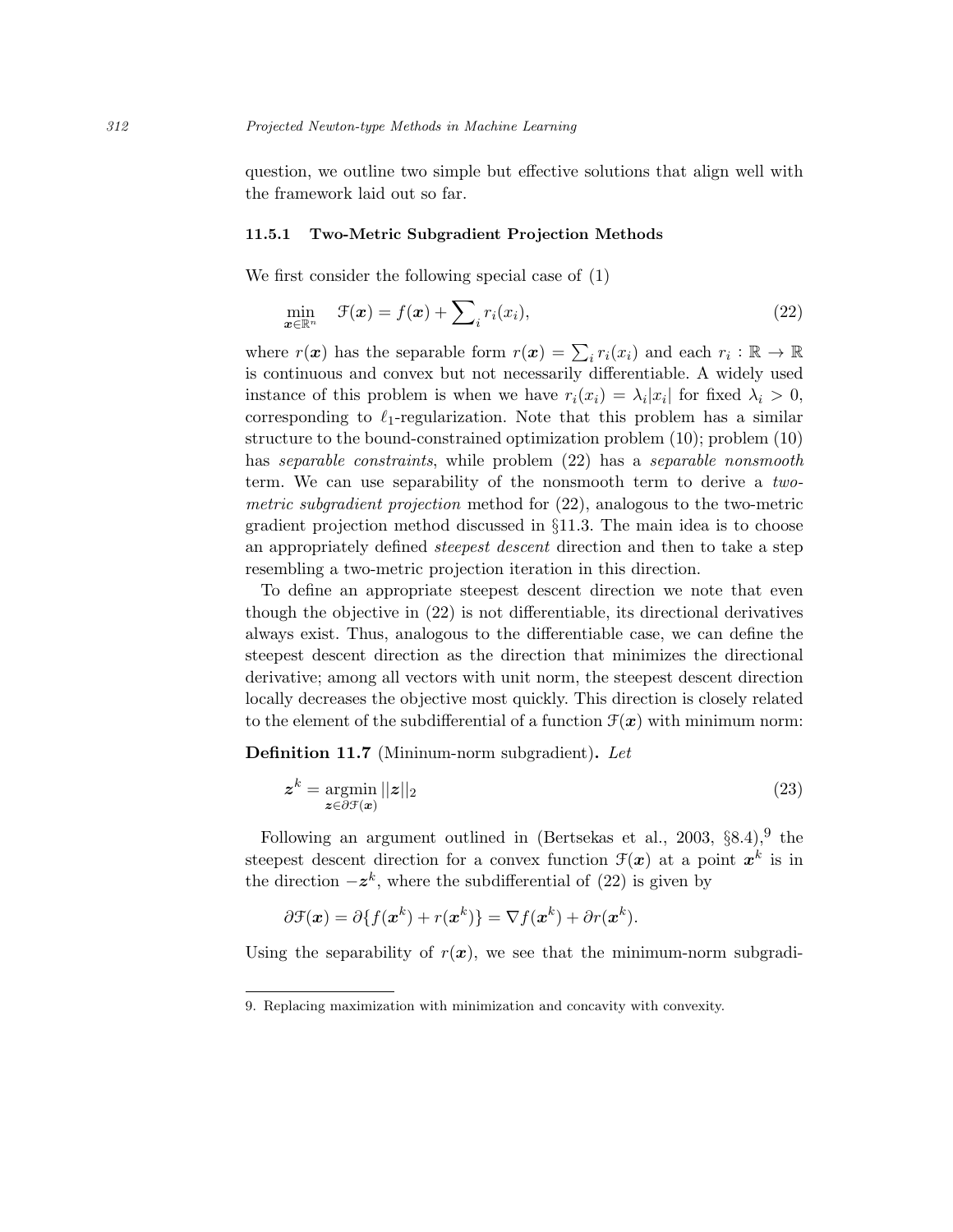question, we outline two simple but effective solutions that align well with the framework laid out so far.

### 11.5.1 Two-Metric Subgradient Projection Methods

We first consider the following special case of (1)

$$\min_{\boldsymbol{x}\in\mathbb{R}^n} \quad \mathcal{F}(\boldsymbol{x}) = f(\boldsymbol{x}) + \sum\nolimits_i r_i(x_i), \tag{22}$$

where $r(\boldsymbol{x})$ has the separable form $r(\boldsymbol{x}) = \sum_i r_i(x_i)$ and each $r_i : \mathbb{R} \to \mathbb{R}$ is continuous and convex but not necessarily differentiable. A widely used instance of this problem is when we have $r_i(x_i) = \lambda_i |x_i|$ for fixed $\lambda_i > 0$, corresponding to $\ell_1$-regularization. Note that this problem has a similar structure to the bound-constrained optimization problem (10); problem (10) has *separable constraints*, while problem (22) has a *separable nonsmooth* term. We can use separability of the nonsmooth term to derive a *two-metric subgradient projection* method for (22), analogous to the two-metric gradient projection method discussed in §11.3. The main idea is to choose an appropriately defined *steepest descent* direction and then to take a step resembling a two-metric projection iteration in this direction.

To define an appropriate steepest descent direction we note that even though the objective in (22) is not differentiable, its directional derivatives always exist. Thus, analogous to the differentiable case, we can define the steepest descent direction as the direction that minimizes the directional derivative; among all vectors with unit norm, the steepest descent direction locally decreases the objective most quickly. This direction is closely related to the element of the subdifferential of a function $\mathcal{F}(\boldsymbol{x})$ with minimum norm:

**Definition 11.7** (Mininum-norm subgradient)**.** *Let*

$$\boldsymbol{z}^k = \operatorname*{argmin}_{\boldsymbol{z}\in\partial\mathcal{F}(\boldsymbol{x})} ||\boldsymbol{z}||_2 \tag{23}$$

Following an argument outlined in (Bertsekas et al., 2003, §8.4),[9] the steepest descent direction for a convex function $\mathcal{F}(\boldsymbol{x})$ at a point $\boldsymbol{x}^k$ is in the direction $-\boldsymbol{z}^k$, where the subdifferential of (22) is given by

$$\partial\mathcal{F}(\boldsymbol{x}) = \partial\{f(\boldsymbol{x}^k) + r(\boldsymbol{x}^k)\} = \nabla f(\boldsymbol{x}^k) + \partial r(\boldsymbol{x}^k).$$

Using the separability of $r(\boldsymbol{x})$, we see that the minimum-norm subgradi-

9. Replacing maximization with minimization and concavity with convexity.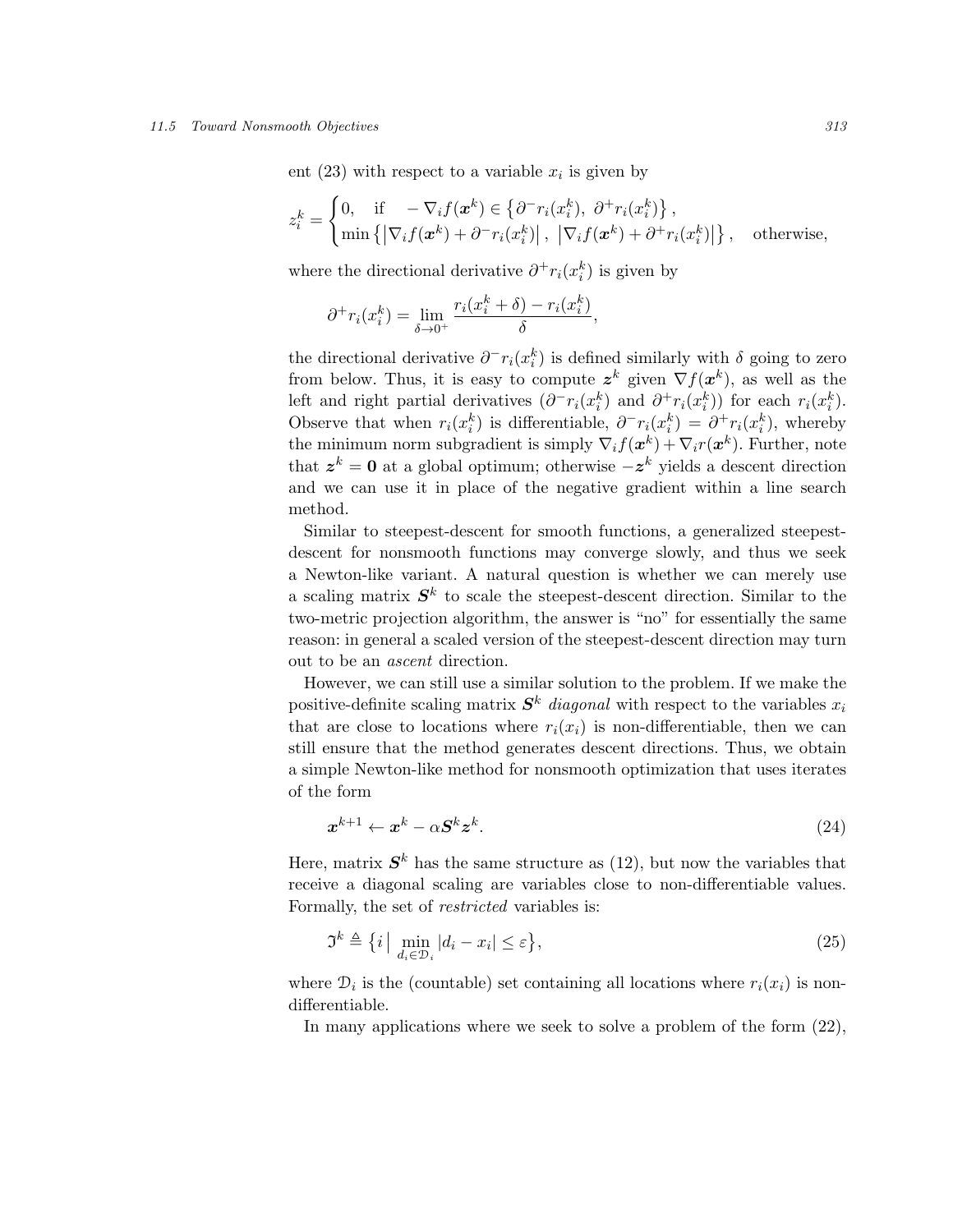ent (23) with respect to a variable $x_i$ is given by

$$
z_i^k = \begin{cases} 0, & \text{if} \quad -\nabla_i f(\boldsymbol{x}^k) \in \left\{\partial^- r_i(x_i^k),\ \partial^+ r_i(x_i^k)\right\}, \\ \min\left\{\left|\nabla_i f(\boldsymbol{x}^k) + \partial^- r_i(x_i^k)\right|,\ \left|\nabla_i f(\boldsymbol{x}^k) + \partial^+ r_i(x_i^k)\right|\right\}, & \text{otherwise,} \end{cases}
$$

where the directional derivative $\partial^+ r_i(x_i^k)$ is given by

$$
\partial^+ r_i(x_i^k) = \lim_{\delta \to 0^+} \frac{r_i(x_i^k + \delta) - r_i(x_i^k)}{\delta},
$$

the directional derivative $\partial^- r_i(x_i^k)$ is defined similarly with $\delta$ going to zero from below. Thus, it is easy to compute $\boldsymbol{z}^k$ given $\nabla f(\boldsymbol{x}^k)$, as well as the left and right partial derivatives ($\partial^- r_i(x_i^k)$ and $\partial^+ r_i(x_i^k)$) for each $r_i(x_i^k)$. Observe that when $r_i(x_i^k)$ is differentiable, $\partial^- r_i(x_i^k) = \partial^+ r_i(x_i^k)$, whereby the minimum norm subgradient is simply $\nabla_i f(\boldsymbol{x}^k) + \nabla_i r(\boldsymbol{x}^k)$. Further, note that $\boldsymbol{z}^k = \mathbf{0}$ at a global optimum; otherwise $-\boldsymbol{z}^k$ yields a descent direction and we can use it in place of the negative gradient within a line search method.

Similar to steepest-descent for smooth functions, a generalized steepest-descent for nonsmooth functions may converge slowly, and thus we seek a Newton-like variant. A natural question is whether we can merely use a scaling matrix $\boldsymbol{S}^k$ to scale the steepest-descent direction. Similar to the two-metric projection algorithm, the answer is "no" for essentially the same reason: in general a scaled version of the steepest-descent direction may turn out to be an *ascent* direction.

However, we can still use a similar solution to the problem. If we make the positive-definite scaling matrix $\boldsymbol{S}^k$ *diagonal* with respect to the variables $x_i$ that are close to locations where $r_i(x_i)$ is non-differentiable, then we can still ensure that the method generates descent directions. Thus, we obtain a simple Newton-like method for nonsmooth optimization that uses iterates of the form

$$
\boldsymbol{x}^{k+1} \leftarrow \boldsymbol{x}^k - \alpha \boldsymbol{S}^k \boldsymbol{z}^k. \tag{24}
$$

Here, matrix $\boldsymbol{S}^k$ has the same structure as (12), but now the variables that receive a diagonal scaling are variables close to non-differentiable values. Formally, the set of *restricted* variables is:

$$
\mathfrak{I}^k \triangleq \left\{ i \,\middle|\, \min_{d_i \in \mathcal{D}_i} |d_i - x_i| \leq \varepsilon \right\}, \tag{25}
$$

where $\mathcal{D}_i$ is the (countable) set containing all locations where $r_i(x_i)$ is non-differentiable.

In many applications where we seek to solve a problem of the form (22),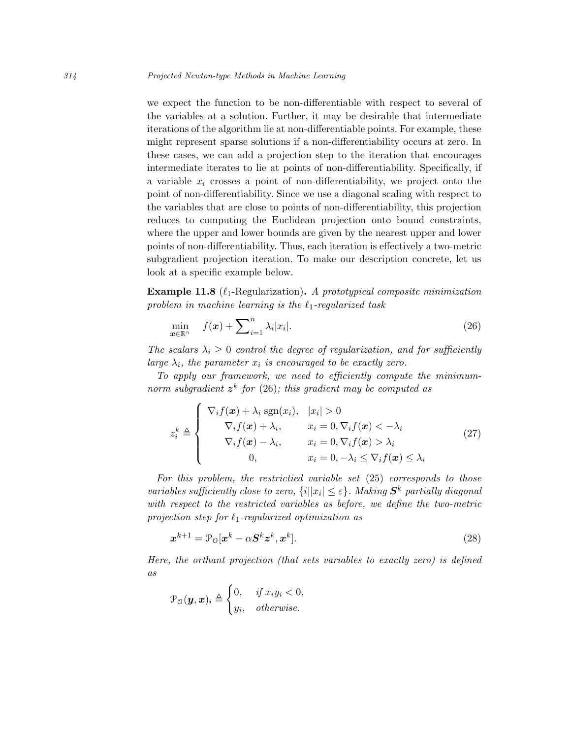we expect the function to be non-differentiable with respect to several of the variables at a solution. Further, it may be desirable that intermediate iterations of the algorithm lie at non-differentiable points. For example, these might represent sparse solutions if a non-differentiability occurs at zero. In these cases, we can add a projection step to the iteration that encourages intermediate iterates to lie at points of non-differentiability. Specifically, if a variable $x_i$ crosses a point of non-differentiability, we project onto the point of non-differentiability. Since we use a diagonal scaling with respect to the variables that are close to points of non-differentiability, this projection reduces to computing the Euclidean projection onto bound constraints, where the upper and lower bounds are given by the nearest upper and lower points of non-differentiability. Thus, each iteration is effectively a two-metric subgradient projection iteration. To make our description concrete, let us look at a specific example below.

**Example 11.8** ($\ell_1$-Regularization)**.** *A prototypical composite minimization problem in machine learning is the $\ell_1$-regularized task*

$$\min_{\boldsymbol{x}\in\mathbb{R}^n} \quad f(\boldsymbol{x}) + \sum\nolimits_{i=1}^{n} \lambda_i |x_i|. \tag{26}$$

*The scalars $\lambda_i \geq 0$ control the degree of regularization, and for sufficiently large $\lambda_i$, the parameter $x_i$ is encouraged to be exactly zero.*

*To apply our framework, we need to efficiently compute the minimum-norm subgradient $\boldsymbol{z}^k$ for* (26)*; this gradient may be computed as*

$$z_i^k \triangleq \begin{cases} \nabla_i f(\boldsymbol{x}) + \lambda_i \operatorname{sgn}(x_i), & |x_i| > 0 \\ \nabla_i f(\boldsymbol{x}) + \lambda_i, & x_i = 0, \nabla_i f(\boldsymbol{x}) < -\lambda_i \\ \nabla_i f(\boldsymbol{x}) - \lambda_i, & x_i = 0, \nabla_i f(\boldsymbol{x}) > \lambda_i \\ 0, & x_i = 0, -\lambda_i \leq \nabla_i f(\boldsymbol{x}) \leq \lambda_i \end{cases} \tag{27}$$

*For this problem, the restrictied variable set* (25) *corresponds to those variables sufficiently close to zero, $\{i||x_i| \leq \varepsilon\}$. Making $\boldsymbol{S}^k$ partially diagonal with respect to the restricted variables as before, we define the two-metric projection step for $\ell_1$-regularized optimization as*

$$\boldsymbol{x}^{k+1} = \mathcal{P}_{\mathcal{O}}[\boldsymbol{x}^k - \alpha \boldsymbol{S}^k \boldsymbol{z}^k, \boldsymbol{x}^k]. \tag{28}$$

*Here, the orthant projection (that sets variables to exactly zero) is defined as*

$$\mathcal{P}_{\mathcal{O}}(\boldsymbol{y}, \boldsymbol{x})_i \triangleq \begin{cases} 0, & \text{if } x_i y_i < 0, \\ y_i, & \text{otherwise.} \end{cases}$$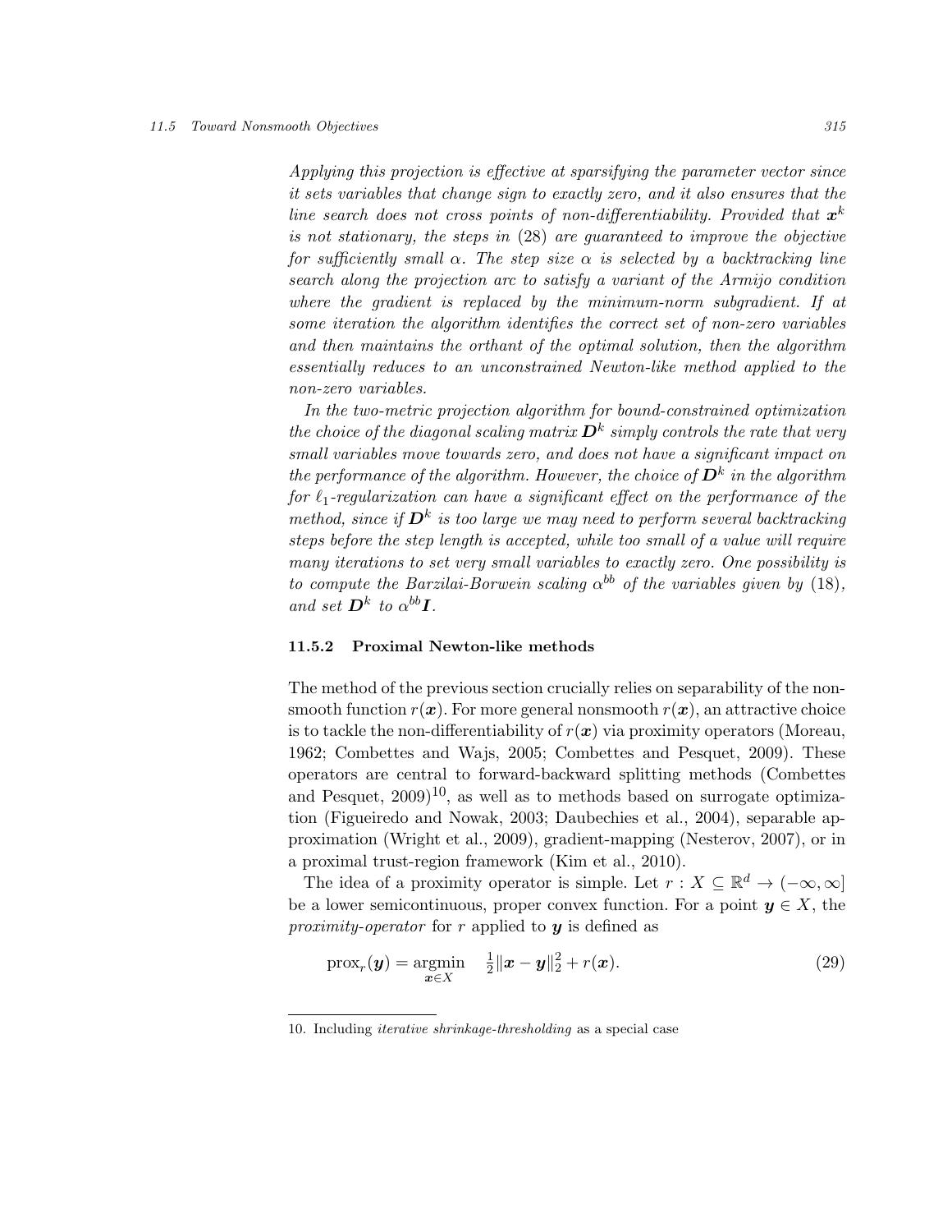*Applying this projection is effective at sparsifying the parameter vector since it sets variables that change sign to exactly zero, and it also ensures that the line search does not cross points of non-differentiability. Provided that $\boldsymbol{x}^k$ is not stationary, the steps in (28) are guaranteed to improve the objective for sufficiently small $\alpha$. The step size $\alpha$ is selected by a backtracking line search along the projection arc to satisfy a variant of the Armijo condition where the gradient is replaced by the minimum-norm subgradient. If at some iteration the algorithm identifies the correct set of non-zero variables and then maintains the orthant of the optimal solution, then the algorithm essentially reduces to an unconstrained Newton-like method applied to the non-zero variables.*

*In the two-metric projection algorithm for bound-constrained optimization the choice of the diagonal scaling matrix $\boldsymbol{D}^k$ simply controls the rate that very small variables move towards zero, and does not have a significant impact on the performance of the algorithm. However, the choice of $\boldsymbol{D}^k$ in the algorithm for $\ell_1$-regularization can have a significant effect on the performance of the method, since if $\boldsymbol{D}^k$ is too large we may need to perform several backtracking steps before the step length is accepted, while too small of a value will require many iterations to set very small variables to exactly zero. One possibility is to compute the Barzilai-Borwein scaling $\alpha^{bb}$ of the variables given by (18), and set $\boldsymbol{D}^k$ to $\alpha^{bb}\boldsymbol{I}$.*

### 11.5.2 Proximal Newton-like methods

The method of the previous section crucially relies on separability of the nonsmooth function $r(\boldsymbol{x})$. For more general nonsmooth $r(\boldsymbol{x})$, an attractive choice is to tackle the non-differentiability of $r(\boldsymbol{x})$ via proximity operators (Moreau, 1962; Combettes and Wajs, 2005; Combettes and Pesquet, 2009). These operators are central to forward-backward splitting methods (Combettes and Pesquet, 2009)[10], as well as to methods based on surrogate optimization (Figueiredo and Nowak, 2003; Daubechies et al., 2004), separable approximation (Wright et al., 2009), gradient-mapping (Nesterov, 2007), or in a proximal trust-region framework (Kim et al., 2010).

The idea of a proximity operator is simple. Let $r : X \subseteq \mathbb{R}^d \to (-\infty, \infty]$ be a lower semicontinuous, proper convex function. For a point $\boldsymbol{y} \in X$, the *proximity-operator* for $r$ applied to $\boldsymbol{y}$ is defined as

$$\operatorname{prox}_r(\boldsymbol{y}) = \underset{\boldsymbol{x} \in X}{\operatorname{argmin}} \quad \tfrac{1}{2}\|\boldsymbol{x} - \boldsymbol{y}\|_2^2 + r(\boldsymbol{x}). \tag{29}$$

10. Including *iterative shrinkage-thresholding* as a special case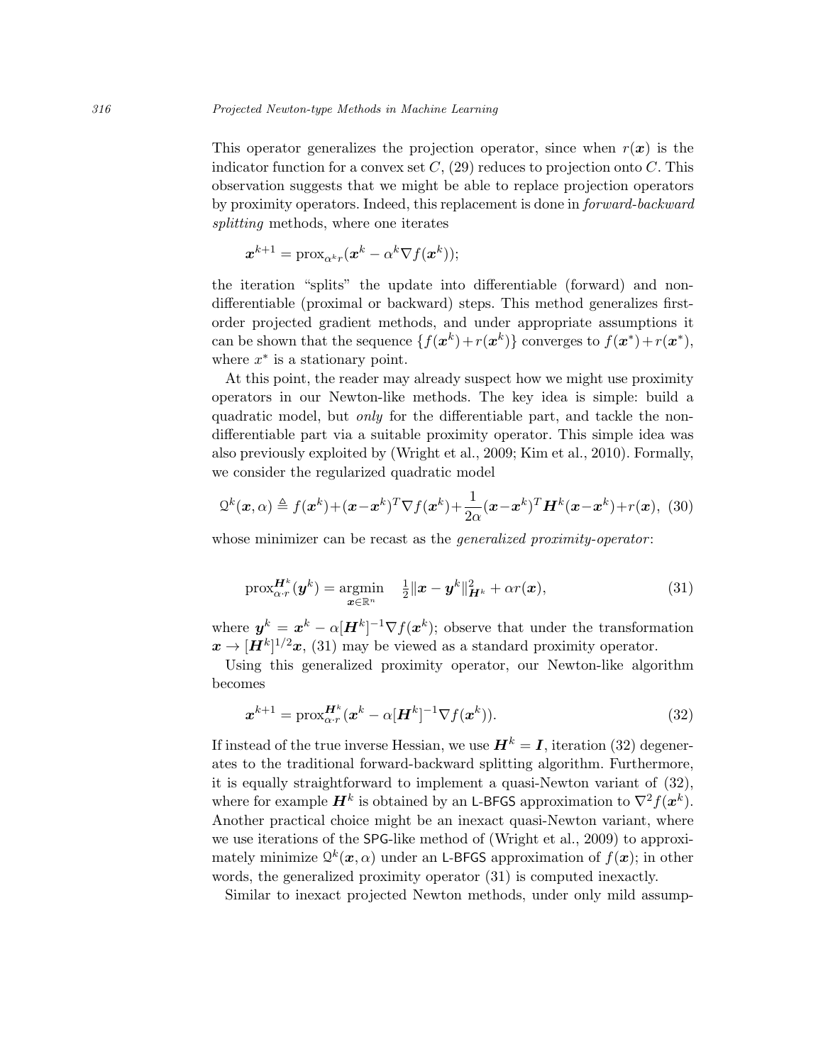This operator generalizes the projection operator, since when $r(\boldsymbol{x})$ is the indicator function for a convex set $C$, (29) reduces to projection onto $C$. This observation suggests that we might be able to replace projection operators by proximity operators. Indeed, this replacement is done in *forward-backward splitting* methods, where one iterates

$$\boldsymbol{x}^{k+1} = \operatorname{prox}_{\alpha^k r}(\boldsymbol{x}^k - \alpha^k \nabla f(\boldsymbol{x}^k));$$

the iteration "splits" the update into differentiable (forward) and non-differentiable (proximal or backward) steps. This method generalizes first-order projected gradient methods, and under appropriate assumptions it can be shown that the sequence $\{f(\boldsymbol{x}^k) + r(\boldsymbol{x}^k)\}$ converges to $f(\boldsymbol{x}^*) + r(\boldsymbol{x}^*)$, where $x^*$ is a stationary point.

At this point, the reader may already suspect how we might use proximity operators in our Newton-like methods. The key idea is simple: build a quadratic model, but *only* for the differentiable part, and tackle the non-differentiable part via a suitable proximity operator. This simple idea was also previously exploited by (Wright et al., 2009; Kim et al., 2010). Formally, we consider the regularized quadratic model

$$\mathcal{Q}^k(\boldsymbol{x}, \alpha) \triangleq f(\boldsymbol{x}^k) + (\boldsymbol{x} - \boldsymbol{x}^k)^T \nabla f(\boldsymbol{x}^k) + \frac{1}{2\alpha}(\boldsymbol{x} - \boldsymbol{x}^k)^T \boldsymbol{H}^k (\boldsymbol{x} - \boldsymbol{x}^k) + r(\boldsymbol{x}), \quad (30)$$

whose minimizer can be recast as the *generalized proximity-operator*:

$$\operatorname{prox}_{\alpha \cdot r}^{\boldsymbol{H}^k}(\boldsymbol{y}^k) = \underset{\boldsymbol{x} \in \mathbb{R}^n}{\operatorname{argmin}} \quad \tfrac{1}{2}\|\boldsymbol{x} - \boldsymbol{y}^k\|_{\boldsymbol{H}^k}^2 + \alpha r(\boldsymbol{x}), \quad (31)$$

where $\boldsymbol{y}^k = \boldsymbol{x}^k - \alpha[\boldsymbol{H}^k]^{-1}\nabla f(\boldsymbol{x}^k)$; observe that under the transformation $\boldsymbol{x} \to [\boldsymbol{H}^k]^{1/2}\boldsymbol{x}$, (31) may be viewed as a standard proximity operator.

Using this generalized proximity operator, our Newton-like algorithm becomes

$$\boldsymbol{x}^{k+1} = \operatorname{prox}_{\alpha \cdot r}^{\boldsymbol{H}^k}(\boldsymbol{x}^k - \alpha[\boldsymbol{H}^k]^{-1}\nabla f(\boldsymbol{x}^k)). \quad (32)$$

If instead of the true inverse Hessian, we use $\boldsymbol{H}^k = \boldsymbol{I}$, iteration (32) degenerates to the traditional forward-backward splitting algorithm. Furthermore, it is equally straightforward to implement a quasi-Newton variant of (32), where for example $\boldsymbol{H}^k$ is obtained by an L-BFGS approximation to $\nabla^2 f(\boldsymbol{x}^k)$. Another practical choice might be an inexact quasi-Newton variant, where we use iterations of the SPG-like method of (Wright et al., 2009) to approximately minimize $\mathcal{Q}^k(\boldsymbol{x}, \alpha)$ under an L-BFGS approximation of $f(\boldsymbol{x})$; in other words, the generalized proximity operator (31) is computed inexactly.

Similar to inexact projected Newton methods, under only mild assump-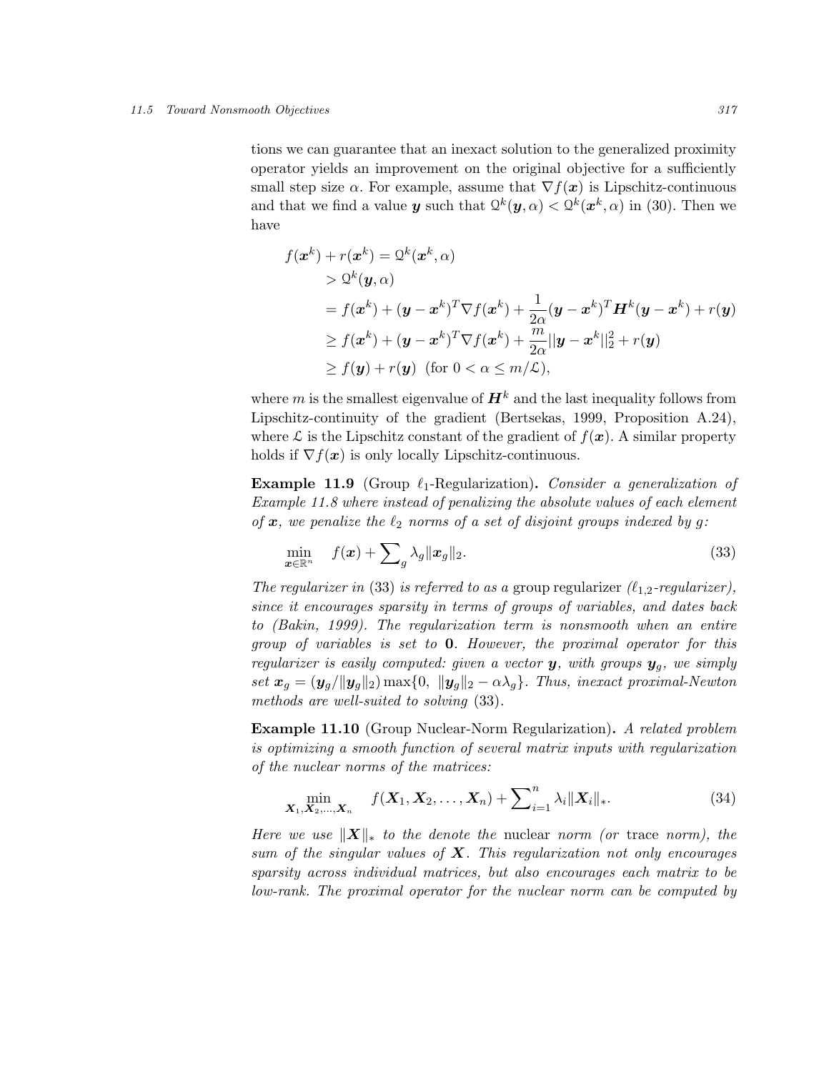tions we can guarantee that an inexact solution to the generalized proximity operator yields an improvement on the original objective for a sufficiently small step size $\alpha$. For example, assume that $\nabla f(\boldsymbol{x})$ is Lipschitz-continuous and that we find a value $\boldsymbol{y}$ such that $\mathcal{Q}^k(\boldsymbol{y}, \alpha) < \mathcal{Q}^k(\boldsymbol{x}^k, \alpha)$ in (30). Then we have

$$
\begin{aligned}
f(\boldsymbol{x}^k) + r(\boldsymbol{x}^k) &= \mathcal{Q}^k(\boldsymbol{x}^k, \alpha) \\
&> \mathcal{Q}^k(\boldsymbol{y}, \alpha) \\
&= f(\boldsymbol{x}^k) + (\boldsymbol{y} - \boldsymbol{x}^k)^T \nabla f(\boldsymbol{x}^k) + \frac{1}{2\alpha}(\boldsymbol{y} - \boldsymbol{x}^k)^T \boldsymbol{H}^k (\boldsymbol{y} - \boldsymbol{x}^k) + r(\boldsymbol{y}) \\
&\geq f(\boldsymbol{x}^k) + (\boldsymbol{y} - \boldsymbol{x}^k)^T \nabla f(\boldsymbol{x}^k) + \frac{m}{2\alpha} ||\boldsymbol{y} - \boldsymbol{x}^k||_2^2 + r(\boldsymbol{y}) \\
&\geq f(\boldsymbol{y}) + r(\boldsymbol{y}) \ \ (\text{for } 0 < \alpha \leq m/\mathcal{L}),
\end{aligned}
$$

where $m$ is the smallest eigenvalue of $\boldsymbol{H}^k$ and the last inequality follows from Lipschitz-continuity of the gradient (Bertsekas, 1999, Proposition A.24), where $\mathcal{L}$ is the Lipschitz constant of the gradient of $f(\boldsymbol{x})$. A similar property holds if $\nabla f(\boldsymbol{x})$ is only locally Lipschitz-continuous.

**Example 11.9** (Group $\ell_1$-Regularization)**.** *Consider a generalization of Example 11.8 where instead of penalizing the absolute values of each element of $\boldsymbol{x}$, we penalize the $\ell_2$ norms of a set of disjoint groups indexed by $g$:*

$$
\min_{\boldsymbol{x} \in \mathbb{R}^n} \quad f(\boldsymbol{x}) + \sum\nolimits_g \lambda_g \|\boldsymbol{x}_g\|_2. \tag{33}
$$

*The regularizer in* (33) *is referred to as a* group regularizer *($\ell_{1,2}$-regularizer), since it encourages sparsity in terms of groups of variables, and dates back to (Bakin, 1999). The regularization term is nonsmooth when an entire group of variables is set to* **0**. *However, the proximal operator for this regularizer is easily computed: given a vector $\boldsymbol{y}$, with groups $\boldsymbol{y}_g$, we simply set $\boldsymbol{x}_g = (\boldsymbol{y}_g/\|\boldsymbol{y}_g\|_2)\max\{0,\ \|\boldsymbol{y}_g\|_2 - \alpha\lambda_g\}$. Thus, inexact proximal-Newton methods are well-suited to solving* (33).

**Example 11.10** (Group Nuclear-Norm Regularization)**.** *A related problem is optimizing a smooth function of several matrix inputs with regularization of the nuclear norms of the matrices:*

$$
\min_{\boldsymbol{X}_1, \boldsymbol{X}_2, \ldots, \boldsymbol{X}_n} \quad f(\boldsymbol{X}_1, \boldsymbol{X}_2, \ldots, \boldsymbol{X}_n) + \sum\nolimits_{i=1}^{n} \lambda_i \|\boldsymbol{X}_i\|_*. \tag{34}
$$

*Here we use $\|\boldsymbol{X}\|_*$ to the denote the* nuclear *norm (or* trace *norm), the sum of the singular values of $\boldsymbol{X}$. This regularization not only encourages sparsity across individual matrices, but also encourages each matrix to be low-rank. The proximal operator for the nuclear norm can be computed by*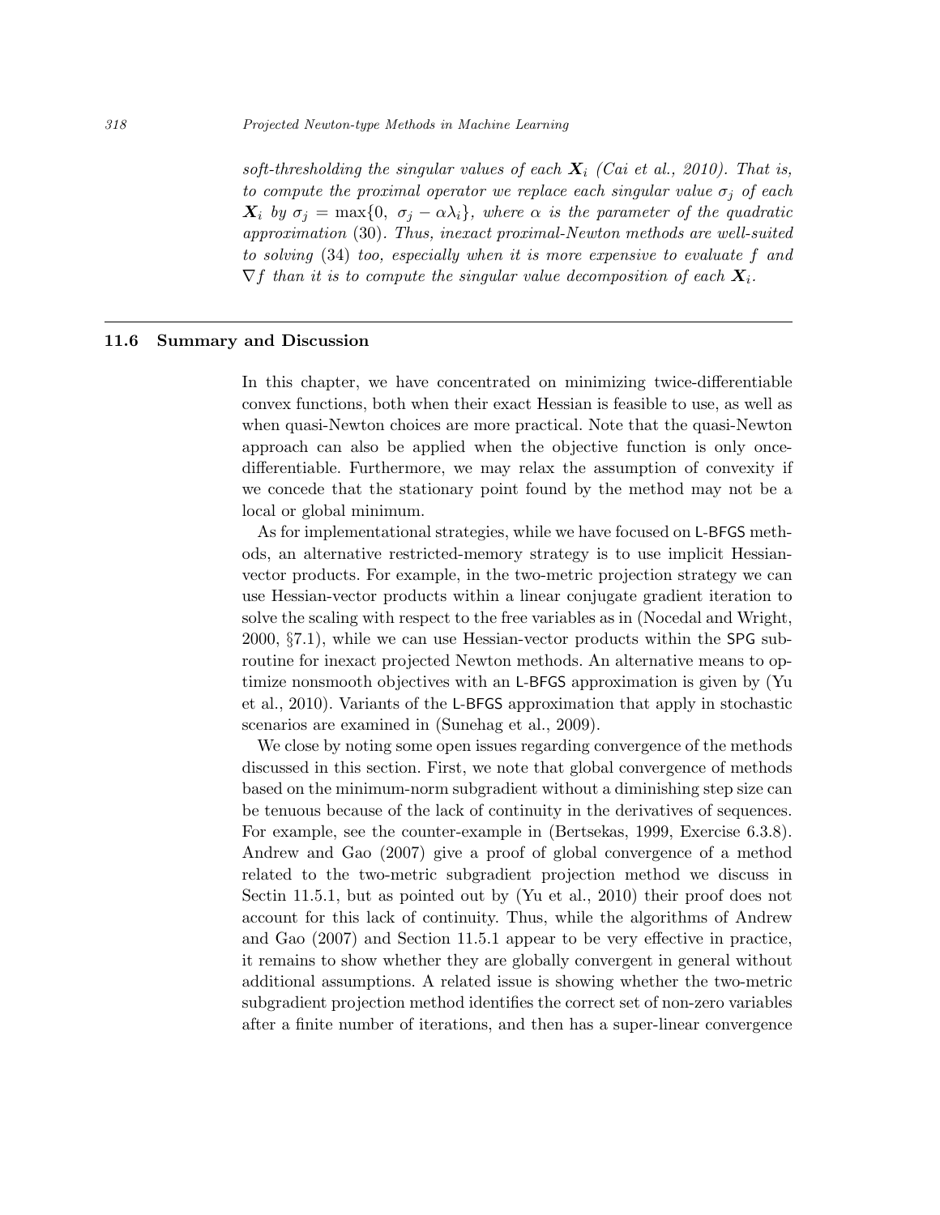*soft-thresholding the singular values of each $\boldsymbol{X}_i$ (Cai et al., 2010). That is, to compute the proximal operator we replace each singular value $\sigma_j$ of each $\boldsymbol{X}_i$ by $\sigma_j = \max\{0,\ \sigma_j - \alpha\lambda_i\}$, where $\alpha$ is the parameter of the quadratic approximation* (30)*. Thus, inexact proximal-Newton methods are well-suited to solving* (34) *too, especially when it is more expensive to evaluate $f$ and $\nabla f$ than it is to compute the singular value decomposition of each $\boldsymbol{X}_i$.*

## 11.6 Summary and Discussion

In this chapter, we have concentrated on minimizing twice-differentiable convex functions, both when their exact Hessian is feasible to use, as well as when quasi-Newton choices are more practical. Note that the quasi-Newton approach can also be applied when the objective function is only once-differentiable. Furthermore, we may relax the assumption of convexity if we concede that the stationary point found by the method may not be a local or global minimum.

As for implementational strategies, while we have focused on L-BFGS methods, an alternative restricted-memory strategy is to use implicit Hessian-vector products. For example, in the two-metric projection strategy we can use Hessian-vector products within a linear conjugate gradient iteration to solve the scaling with respect to the free variables as in (Nocedal and Wright, 2000, §7.1), while we can use Hessian-vector products within the SPG subroutine for inexact projected Newton methods. An alternative means to optimize nonsmooth objectives with an L-BFGS approximation is given by (Yu et al., 2010). Variants of the L-BFGS approximation that apply in stochastic scenarios are examined in (Sunehag et al., 2009).

We close by noting some open issues regarding convergence of the methods discussed in this section. First, we note that global convergence of methods based on the minimum-norm subgradient without a diminishing step size can be tenuous because of the lack of continuity in the derivatives of sequences. For example, see the counter-example in (Bertsekas, 1999, Exercise 6.3.8). Andrew and Gao (2007) give a proof of global convergence of a method related to the two-metric subgradient projection method we discuss in Sectin 11.5.1, but as pointed out by (Yu et al., 2010) their proof does not account for this lack of continuity. Thus, while the algorithms of Andrew and Gao (2007) and Section 11.5.1 appear to be very effective in practice, it remains to show whether they are globally convergent in general without additional assumptions. A related issue is showing whether the two-metric subgradient projection method identifies the correct set of non-zero variables after a finite number of iterations, and then has a super-linear convergence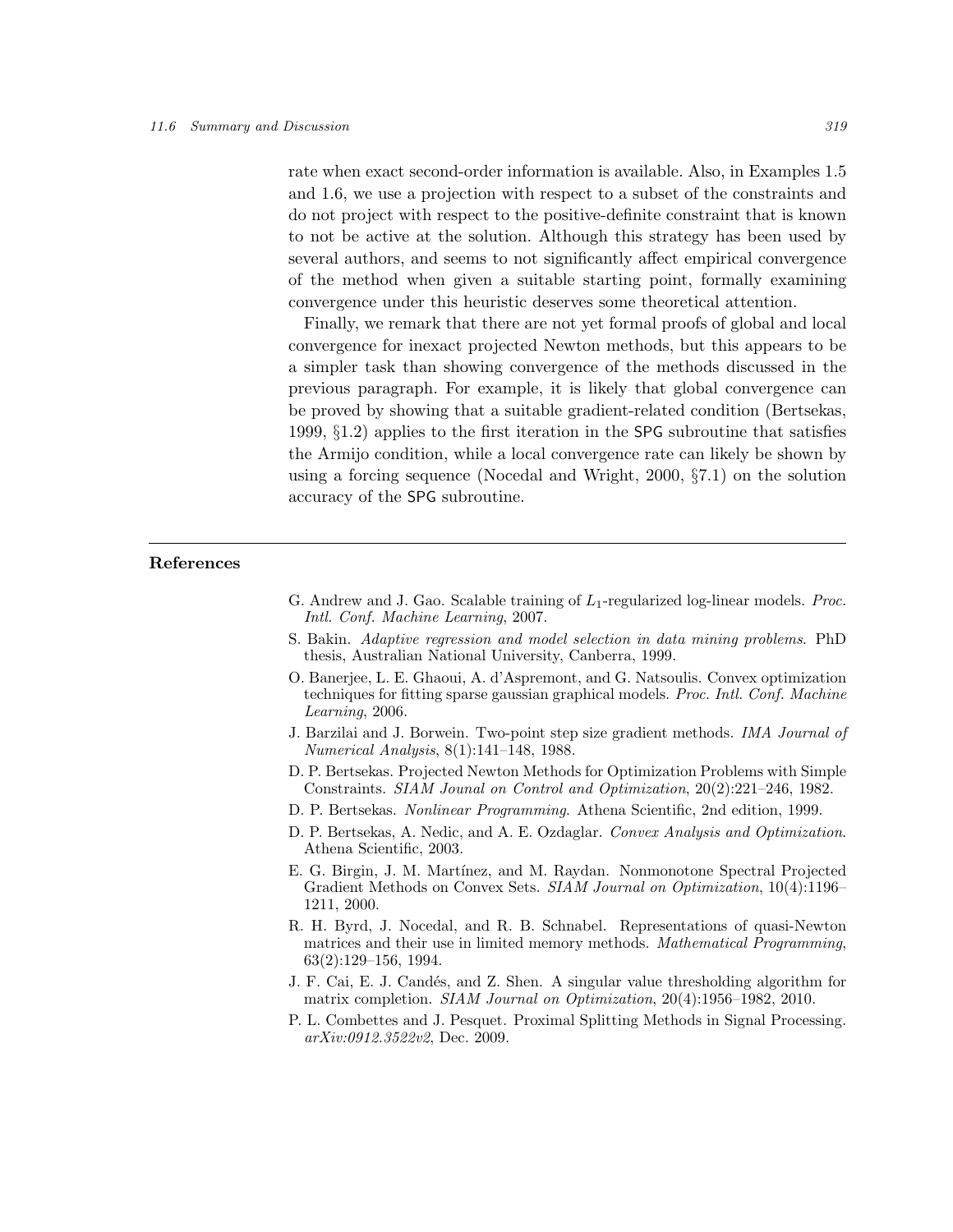rate when exact second-order information is available. Also, in Examples 1.5 and 1.6, we use a projection with respect to a subset of the constraints and do not project with respect to the positive-definite constraint that is known to not be active at the solution. Although this strategy has been used by several authors, and seems to not significantly affect empirical convergence of the method when given a suitable starting point, formally examining convergence under this heuristic deserves some theoretical attention.

Finally, we remark that there are not yet formal proofs of global and local convergence for inexact projected Newton methods, but this appears to be a simpler task than showing convergence of the methods discussed in the previous paragraph. For example, it is likely that global convergence can be proved by showing that a suitable gradient-related condition (Bertsekas, 1999, §1.2) applies to the first iteration in the SPG subroutine that satisfies the Armijo condition, while a local convergence rate can likely be shown by using a forcing sequence (Nocedal and Wright, 2000, §7.1) on the solution accuracy of the SPG subroutine.

## References

G. Andrew and J. Gao. Scalable training of $L_1$-regularized log-linear models. *Proc. Intl. Conf. Machine Learning*, 2007.

S. Bakin. *Adaptive regression and model selection in data mining problems*. PhD thesis, Australian National University, Canberra, 1999.

O. Banerjee, L. E. Ghaoui, A. d'Aspremont, and G. Natsoulis. Convex optimization techniques for fitting sparse gaussian graphical models. *Proc. Intl. Conf. Machine Learning*, 2006.

J. Barzilai and J. Borwein. Two-point step size gradient methods. *IMA Journal of Numerical Analysis*, 8(1):141–148, 1988.

D. P. Bertsekas. Projected Newton Methods for Optimization Problems with Simple Constraints. *SIAM Journal on Control and Optimization*, 20(2):221–246, 1982.

D. P. Bertsekas. *Nonlinear Programming*. Athena Scientific, 2nd edition, 1999.

D. P. Bertsekas, A. Nedic, and A. E. Ozdaglar. *Convex Analysis and Optimization*. Athena Scientific, 2003.

E. G. Birgin, J. M. Martínez, and M. Raydan. Nonmonotone Spectral Projected Gradient Methods on Convex Sets. *SIAM Journal on Optimization*, 10(4):1196–1211, 2000.

R. H. Byrd, J. Nocedal, and R. B. Schnabel. Representations of quasi-Newton matrices and their use in limited memory methods. *Mathematical Programming*, 63(2):129–156, 1994.

J. F. Cai, E. J. Candés, and Z. Shen. A singular value thresholding algorithm for matrix completion. *SIAM Journal on Optimization*, 20(4):1956–1982, 2010.

P. L. Combettes and J. Pesquet. Proximal Splitting Methods in Signal Processing. *arXiv:0912.3522v2*, Dec. 2009.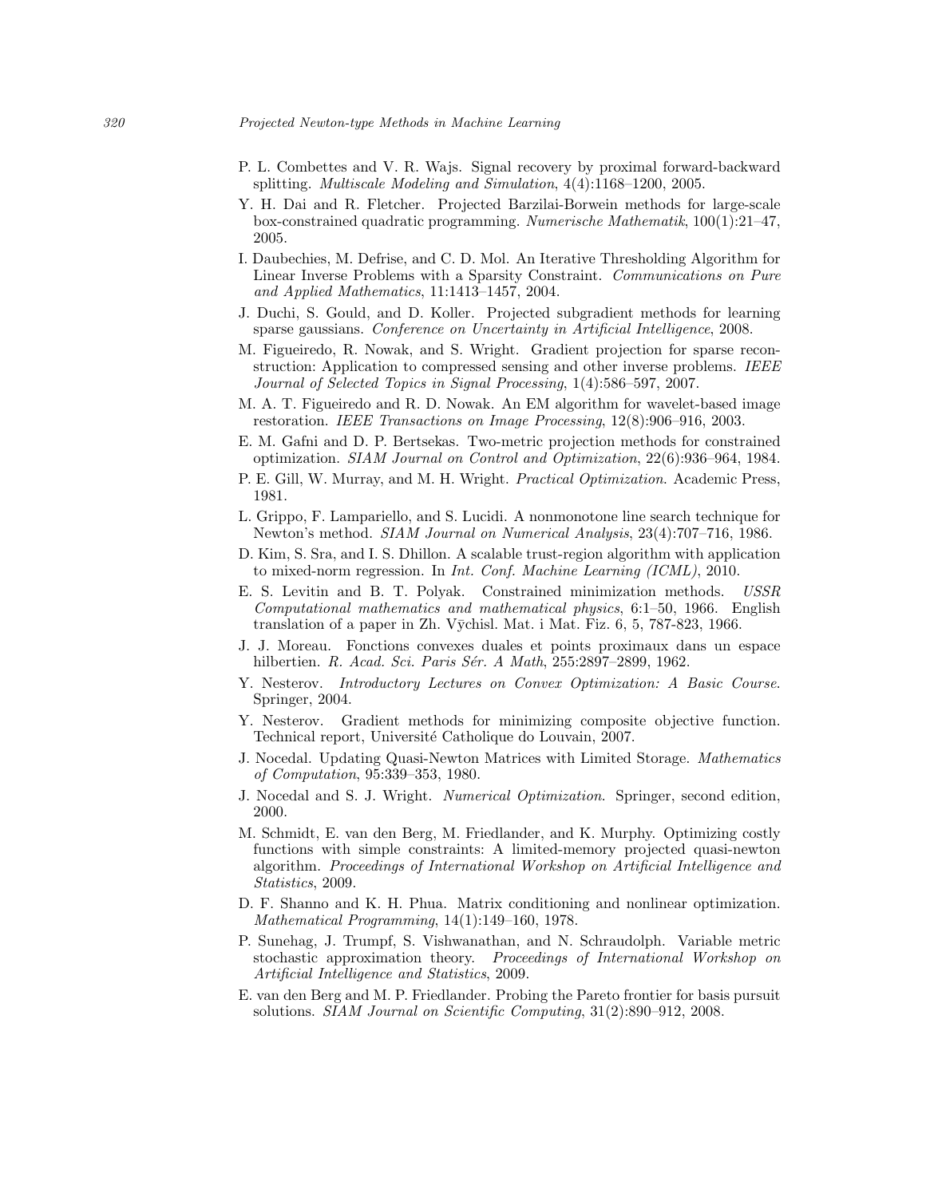P. L. Combettes and V. R. Wajs. Signal recovery by proximal forward-backward splitting. *Multiscale Modeling and Simulation*, 4(4):1168–1200, 2005.

Y. H. Dai and R. Fletcher. Projected Barzilai-Borwein methods for large-scale box-constrained quadratic programming. *Numerische Mathematik*, 100(1):21–47, 2005.

I. Daubechies, M. Defrise, and C. D. Mol. An Iterative Thresholding Algorithm for Linear Inverse Problems with a Sparsity Constraint. *Communications on Pure and Applied Mathematics*, 11:1413–1457, 2004.

J. Duchi, S. Gould, and D. Koller. Projected subgradient methods for learning sparse gaussians. *Conference on Uncertainty in Artificial Intelligence*, 2008.

M. Figueiredo, R. Nowak, and S. Wright. Gradient projection for sparse reconstruction: Application to compressed sensing and other inverse problems. *IEEE Journal of Selected Topics in Signal Processing*, 1(4):586–597, 2007.

M. A. T. Figueiredo and R. D. Nowak. An EM algorithm for wavelet-based image restoration. *IEEE Transactions on Image Processing*, 12(8):906–916, 2003.

E. M. Gafni and D. P. Bertsekas. Two-metric projection methods for constrained optimization. *SIAM Journal on Control and Optimization*, 22(6):936–964, 1984.

P. E. Gill, W. Murray, and M. H. Wright. *Practical Optimization*. Academic Press, 1981.

L. Grippo, F. Lampariello, and S. Lucidi. A nonmonotone line search technique for Newton's method. *SIAM Journal on Numerical Analysis*, 23(4):707–716, 1986.

D. Kim, S. Sra, and I. S. Dhillon. A scalable trust-region algorithm with application to mixed-norm regression. In *Int. Conf. Machine Learning (ICML)*, 2010.

E. S. Levitin and B. T. Polyak. Constrained minimization methods. *USSR Computational mathematics and mathematical physics*, 6:1–50, 1966. English translation of a paper in Zh. Vȳchisl. Mat. i Mat. Fiz. 6, 5, 787-823, 1966.

J. J. Moreau. Fonctions convexes duales et points proximaux dans un espace hilbertien. *R. Acad. Sci. Paris Sér. A Math*, 255:2897–2899, 1962.

Y. Nesterov. *Introductory Lectures on Convex Optimization: A Basic Course*. Springer, 2004.

Y. Nesterov. Gradient methods for minimizing composite objective function. Technical report, Université Catholique do Louvain, 2007.

J. Nocedal. Updating Quasi-Newton Matrices with Limited Storage. *Mathematics of Computation*, 95:339–353, 1980.

J. Nocedal and S. J. Wright. *Numerical Optimization*. Springer, second edition, 2000.

M. Schmidt, E. van den Berg, M. Friedlander, and K. Murphy. Optimizing costly functions with simple constraints: A limited-memory projected quasi-newton algorithm. *Proceedings of International Workshop on Artificial Intelligence and Statistics*, 2009.

D. F. Shanno and K. H. Phua. Matrix conditioning and nonlinear optimization. *Mathematical Programming*, 14(1):149–160, 1978.

P. Sunehag, J. Trumpf, S. Vishwanathan, and N. Schraudolph. Variable metric stochastic approximation theory. *Proceedings of International Workshop on Artificial Intelligence and Statistics*, 2009.

E. van den Berg and M. P. Friedlander. Probing the Pareto frontier for basis pursuit solutions. *SIAM Journal on Scientific Computing*, 31(2):890–912, 2008.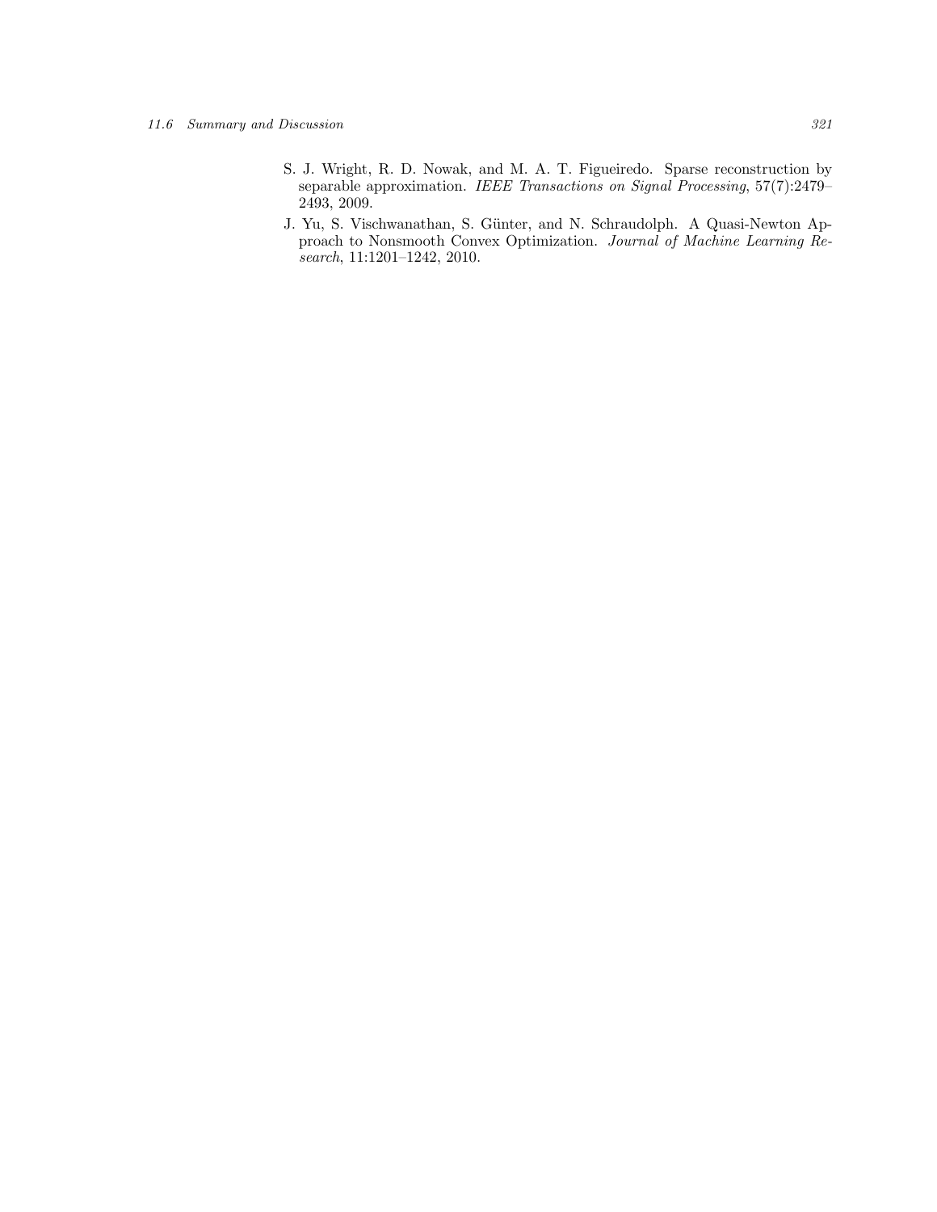S. J. Wright, R. D. Nowak, and M. A. T. Figueiredo. Sparse reconstruction by separable approximation. *IEEE Transactions on Signal Processing*, 57(7):2479–2493, 2009.

J. Yu, S. Vischwanathan, S. Günter, and N. Schraudolph. A Quasi-Newton Approach to Nonsmooth Convex Optimization. *Journal of Machine Learning Research*, 11:1201–1242, 2010.